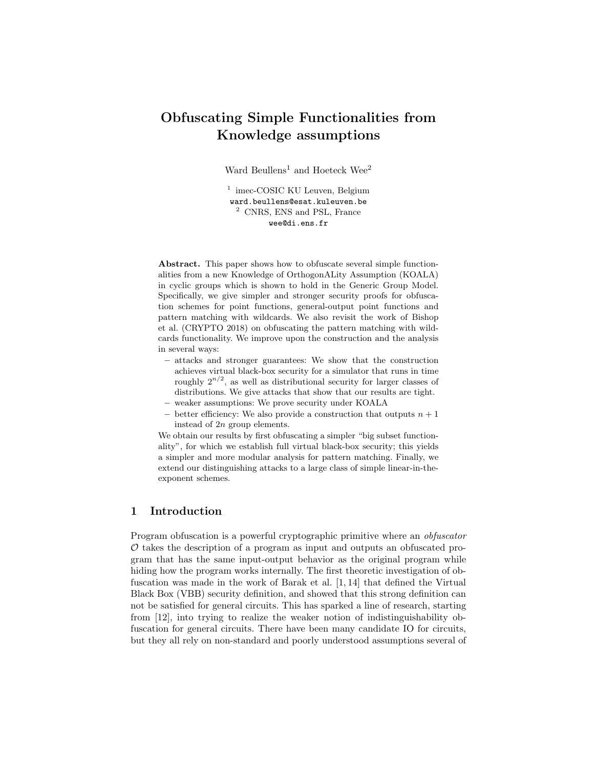# Obfuscating Simple Functionalities from Knowledge assumptions

Ward Beullens[1] and Hoeteck Wee[2]

[1] imec-COSIC KU Leuven, Belgium
ward.beullens@esat.kuleuven.be
[2] CNRS, ENS and PSL, France
wee@di.ens.fr

**Abstract.** This paper shows how to obfuscate several simple functionalities from a new Knowledge of OrthogonALity Assumption (KOALA) in cyclic groups which is shown to hold in the Generic Group Model. Specifically, we give simpler and stronger security proofs for obfuscation schemes for point functions, general-output point functions and pattern matching with wildcards. We also revisit the work of Bishop et al. (CRYPTO 2018) on obfuscating the pattern matching with wildcards functionality. We improve upon the construction and the analysis in several ways:

- attacks and stronger guarantees: We show that the construction achieves virtual black-box security for a simulator that runs in time roughly $2^{n/2}$, as well as distributional security for larger classes of distributions. We give attacks that show that our results are tight.
- weaker assumptions: We prove security under KOALA
- better efficiency: We also provide a construction that outputs $n+1$ instead of $2n$ group elements.

We obtain our results by first obfuscating a simpler "big subset functionality", for which we establish full virtual black-box security; this yields a simpler and more modular analysis for pattern matching. Finally, we extend our distinguishing attacks to a large class of simple linear-in-the-exponent schemes.

## 1 Introduction

Program obfuscation is a powerful cryptographic primitive where an *obfuscator* $\mathcal{O}$ takes the description of a program as input and outputs an obfuscated program that has the same input-output behavior as the original program while hiding how the program works internally. The first theoretic investigation of obfuscation was made in the work of Barak et al. [1, 14] that defined the Virtual Black Box (VBB) security definition, and showed that this strong definition can not be satisfied for general circuits. This has sparked a line of research, starting from [12], into trying to realize the weaker notion of indistinguishability obfuscation for general circuits. There have been many candidate IO for circuits, but they all rely on non-standard and poorly understood assumptions several of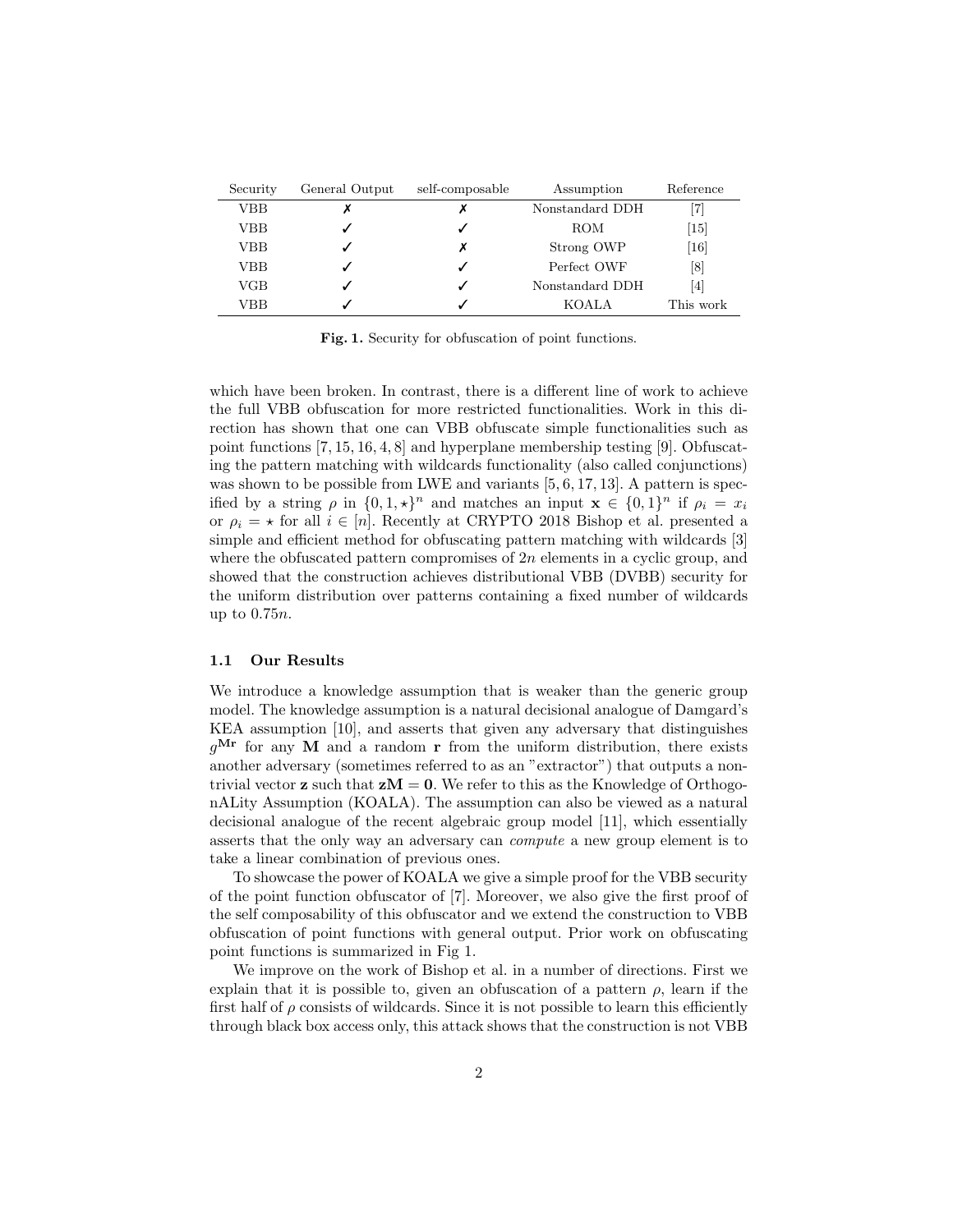| Security | General Output | self-composable | Assumption | Reference |
|---|---|---|---|---|
| VBB | ✗ | ✗ | Nonstandard DDH | [7] |
| VBB | ✓ | ✓ | ROM | [15] |
| VBB | ✓ | ✗ | Strong OWP | [16] |
| VBB | ✓ | ✓ | Perfect OWF | [8] |
| VGB | ✓ | ✓ | Nonstandard DDH | [4] |
| VBB | ✓ | ✓ | KOALA | This work |

**Fig. 1.** Security for obfuscation of point functions.

which have been broken. In contrast, there is a different line of work to achieve the full VBB obfuscation for more restricted functionalities. Work in this direction has shown that one can VBB obfuscate simple functionalities such as point functions [7, 15, 16, 4, 8] and hyperplane membership testing [9]. Obfuscating the pattern matching with wildcards functionality (also called conjunctions) was shown to be possible from LWE and variants [5, 6, 17, 13]. A pattern is specified by a string $\rho$ in $\{0, 1, \star\}^n$ and matches an input $\mathbf{x} \in \{0, 1\}^n$ if $\rho_i = x_i$ or $\rho_i = \star$ for all $i \in [n]$. Recently at CRYPTO 2018 Bishop et al. presented a simple and efficient method for obfuscating pattern matching with wildcards [3] where the obfuscated pattern compromises of $2n$ elements in a cyclic group, and showed that the construction achieves distributional VBB (DVBB) security for the uniform distribution over patterns containing a fixed number of wildcards up to $0.75n$.

### 1.1 Our Results

We introduce a knowledge assumption that is weaker than the generic group model. The knowledge assumption is a natural decisional analogue of Damgard's KEA assumption [10], and asserts that given any adversary that distinguishes $g^{\mathbf{Mr}}$ for any $\mathbf{M}$ and a random $\mathbf{r}$ from the uniform distribution, there exists another adversary (sometimes referred to as an "extractor") that outputs a nontrivial vector $\mathbf{z}$ such that $\mathbf{zM} = \mathbf{0}$. We refer to this as the Knowledge of OrthogonALity Assumption (KOALA). The assumption can also be viewed as a natural decisional analogue of the recent algebraic group model [11], which essentially asserts that the only way an adversary can *compute* a new group element is to take a linear combination of previous ones.

To showcase the power of KOALA we give a simple proof for the VBB security of the point function obfuscator of [7]. Moreover, we also give the first proof of the self composability of this obfuscator and we extend the construction to VBB obfuscation of point functions with general output. Prior work on obfuscating point functions is summarized in Fig 1.

We improve on the work of Bishop et al. in a number of directions. First we explain that it is possible to, given an obfuscation of a pattern $\rho$, learn if the first half of $\rho$ consists of wildcards. Since it is not possible to learn this efficiently through black box access only, this attack shows that the construction is not VBB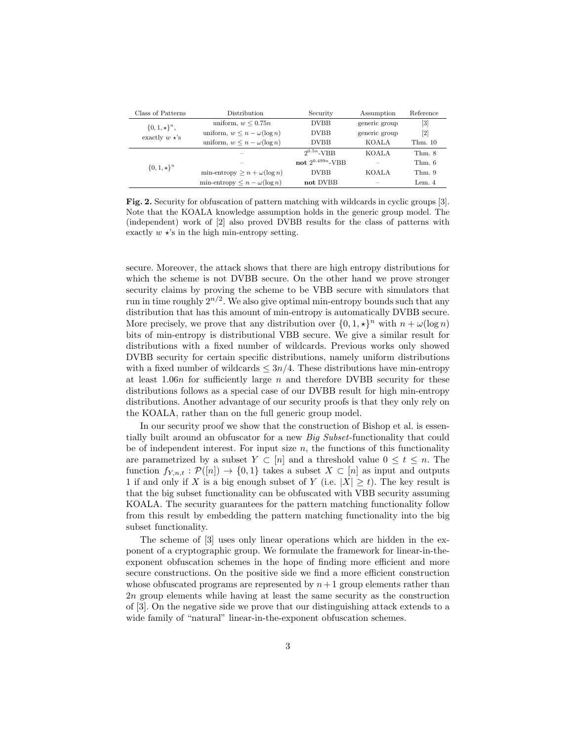| Class of Patterns | Distribution | Security | Assumption | Reference |
| --- | --- | --- | --- | --- |
| $\{0,1,\star\}^n$, exactly $w$ $\star$'s | uniform, $w \leq 0.75n$ | DVBB | generic group | [3] |
| | uniform, $w \leq n - \omega(\log n)$ | DVBB | generic group | [2] |
| | uniform, $w \leq n - \omega(\log n)$ | DVBB | KOALA | Thm. 10 |
| $\{0,1,\star\}^n$ | – | $2^{0.5n}$-VBB | KOALA | Thm. 8 |
| | – | **not** $2^{0.499n}$-VBB | – | Thm. 6 |
| | min-entropy $\geq n + \omega(\log n)$ | DVBB | KOALA | Thm. 9 |
| | min-entropy $\leq n - \omega(\log n)$ | **not** DVBB | – | Lem. 4 |

**Fig. 2.** Security for obfuscation of pattern matching with wildcards in cyclic groups [3]. Note that the KOALA knowledge assumption holds in the generic group model. The (independent) work of [2] also proved DVBB results for the class of patterns with exactly $w$ $\star$'s in the high min-entropy setting.

secure. Moreover, the attack shows that there are high entropy distributions for which the scheme is not DVBB secure. On the other hand we prove stronger security claims by proving the scheme to be VBB secure with simulators that run in time roughly $2^{n/2}$. We also give optimal min-entropy bounds such that any distribution that has this amount of min-entropy is automatically DVBB secure. More precisely, we prove that any distribution over $\{0,1,\star\}^n$ with $n + \omega(\log n)$ bits of min-entropy is distributional VBB secure. We give a similar result for distributions with a fixed number of wildcards. Previous works only showed DVBB security for certain specific distributions, namely uniform distributions with a fixed number of wildcards $\leq 3n/4$. These distributions have min-entropy at least $1.06n$ for sufficiently large $n$ and therefore DVBB security for these distributions follows as a special case of our DVBB result for high min-entropy distributions. Another advantage of our security proofs is that they only rely on the KOALA, rather than on the full generic group model.

In our security proof we show that the construction of Bishop et al. is essentially built around an obfuscator for a new *Big Subset*-functionality that could be of independent interest. For input size $n$, the functions of this functionality are parametrized by a subset $Y \subset [n]$ and a threshold value $0 \leq t \leq n$. The function $f_{Y,n,t} : \mathcal{P}([n]) \to \{0,1\}$ takes a subset $X \subset [n]$ as input and outputs 1 if and only if $X$ is a big enough subset of $Y$ (i.e. $|X| \geq t$). The key result is that the big subset functionality can be obfuscated with VBB security assuming KOALA. The security guarantees for the pattern matching functionality follow from this result by embedding the pattern matching functionality into the big subset functionality.

The scheme of [3] uses only linear operations which are hidden in the exponent of a cryptographic group. We formulate the framework for linear-in-the-exponent obfuscation schemes in the hope of finding more efficient and more secure constructions. On the positive side we find a more efficient construction whose obfuscated programs are represented by $n+1$ group elements rather than $2n$ group elements while having at least the same security as the construction of [3]. On the negative side we prove that our distinguishing attack extends to a wide family of "natural" linear-in-the-exponent obfuscation schemes.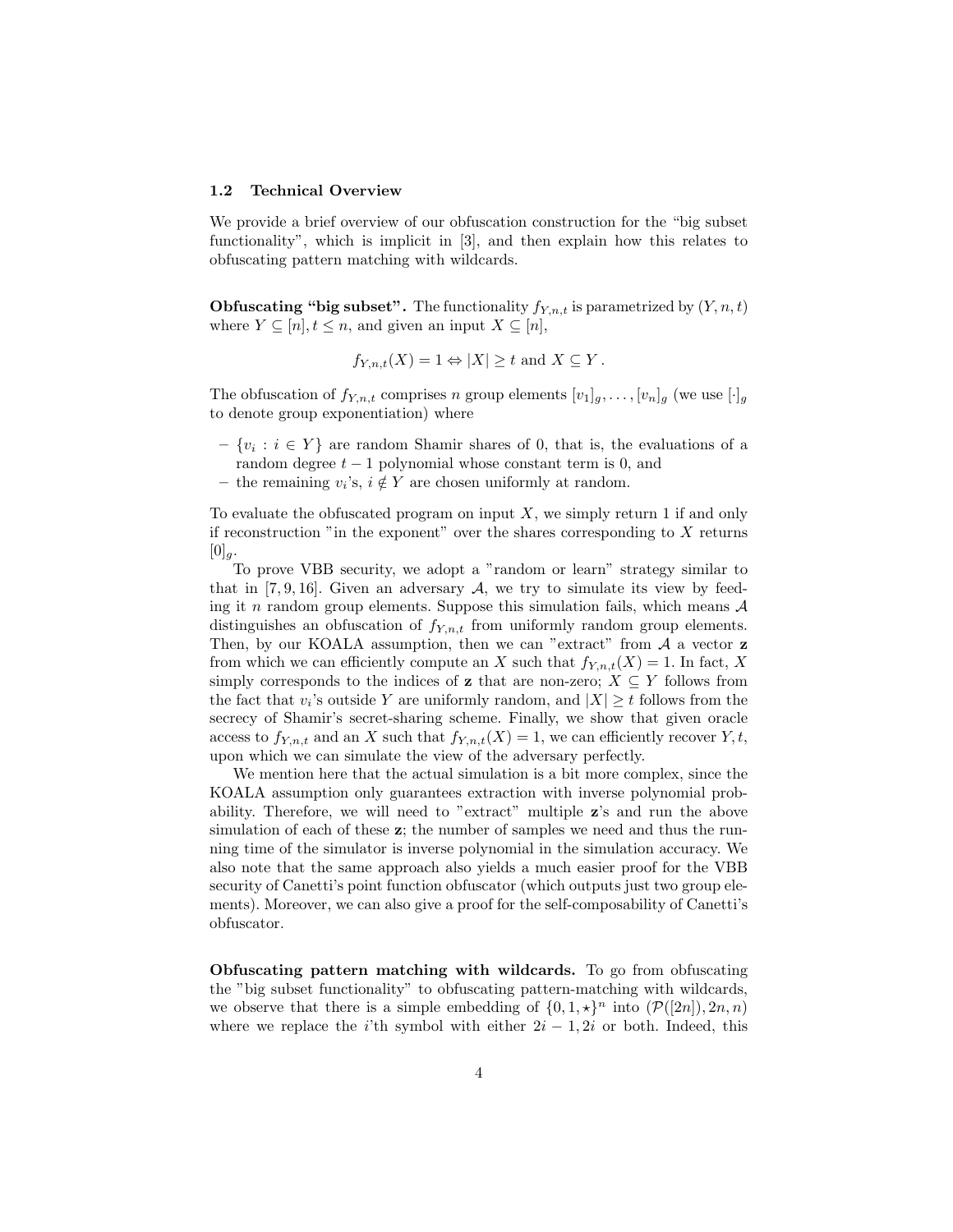### 1.2 Technical Overview

We provide a brief overview of our obfuscation construction for the "big subset functionality", which is implicit in [3], and then explain how this relates to obfuscating pattern matching with wildcards.

**Obfuscating "big subset".** The functionality $f_{Y,n,t}$ is parametrized by $(Y, n, t)$ where $Y \subseteq [n], t \leq n$, and given an input $X \subseteq [n]$,

$$f_{Y,n,t}(X) = 1 \Leftrightarrow |X| \geq t \text{ and } X \subseteq Y\,.$$

The obfuscation of $f_{Y,n,t}$ comprises $n$ group elements $[v_1]_g, \ldots, [v_n]_g$ (we use $[\cdot]_g$ to denote group exponentiation) where

- $\{v_i : i \in Y\}$ are random Shamir shares of 0, that is, the evaluations of a random degree $t-1$ polynomial whose constant term is 0, and
- the remaining $v_i$'s, $i \notin Y$ are chosen uniformly at random.

To evaluate the obfuscated program on input $X$, we simply return 1 if and only if reconstruction "in the exponent" over the shares corresponding to $X$ returns $[0]_g$.

To prove VBB security, we adopt a "random or learn" strategy similar to that in [7, 9, 16]. Given an adversary $\mathcal{A}$, we try to simulate its view by feeding it $n$ random group elements. Suppose this simulation fails, which means $\mathcal{A}$ distinguishes an obfuscation of $f_{Y,n,t}$ from uniformly random group elements. Then, by our KOALA assumption, then we can "extract" from $\mathcal{A}$ a vector $\mathbf{z}$ from which we can efficiently compute an $X$ such that $f_{Y,n,t}(X) = 1$. In fact, $X$ simply corresponds to the indices of $\mathbf{z}$ that are non-zero; $X \subseteq Y$ follows from the fact that $v_i$'s outside $Y$ are uniformly random, and $|X| \geq t$ follows from the secrecy of Shamir's secret-sharing scheme. Finally, we show that given oracle access to $f_{Y,n,t}$ and an $X$ such that $f_{Y,n,t}(X) = 1$, we can efficiently recover $Y, t$, upon which we can simulate the view of the adversary perfectly.

We mention here that the actual simulation is a bit more complex, since the KOALA assumption only guarantees extraction with inverse polynomial probability. Therefore, we will need to "extract" multiple $\mathbf{z}$'s and run the above simulation of each of these $\mathbf{z}$; the number of samples we need and thus the running time of the simulator is inverse polynomial in the simulation accuracy. We also note that the same approach also yields a much easier proof for the VBB security of Canetti's point function obfuscator (which outputs just two group elements). Moreover, we can also give a proof for the self-composability of Canetti's obfuscator.

**Obfuscating pattern matching with wildcards.** To go from obfuscating the "big subset functionality" to obfuscating pattern-matching with wildcards, we observe that there is a simple embedding of $\{0, 1, \star\}^n$ into $(\mathcal{P}([2n]), 2n, n)$ where we replace the $i$'th symbol with either $2i-1, 2i$ or both. Indeed, this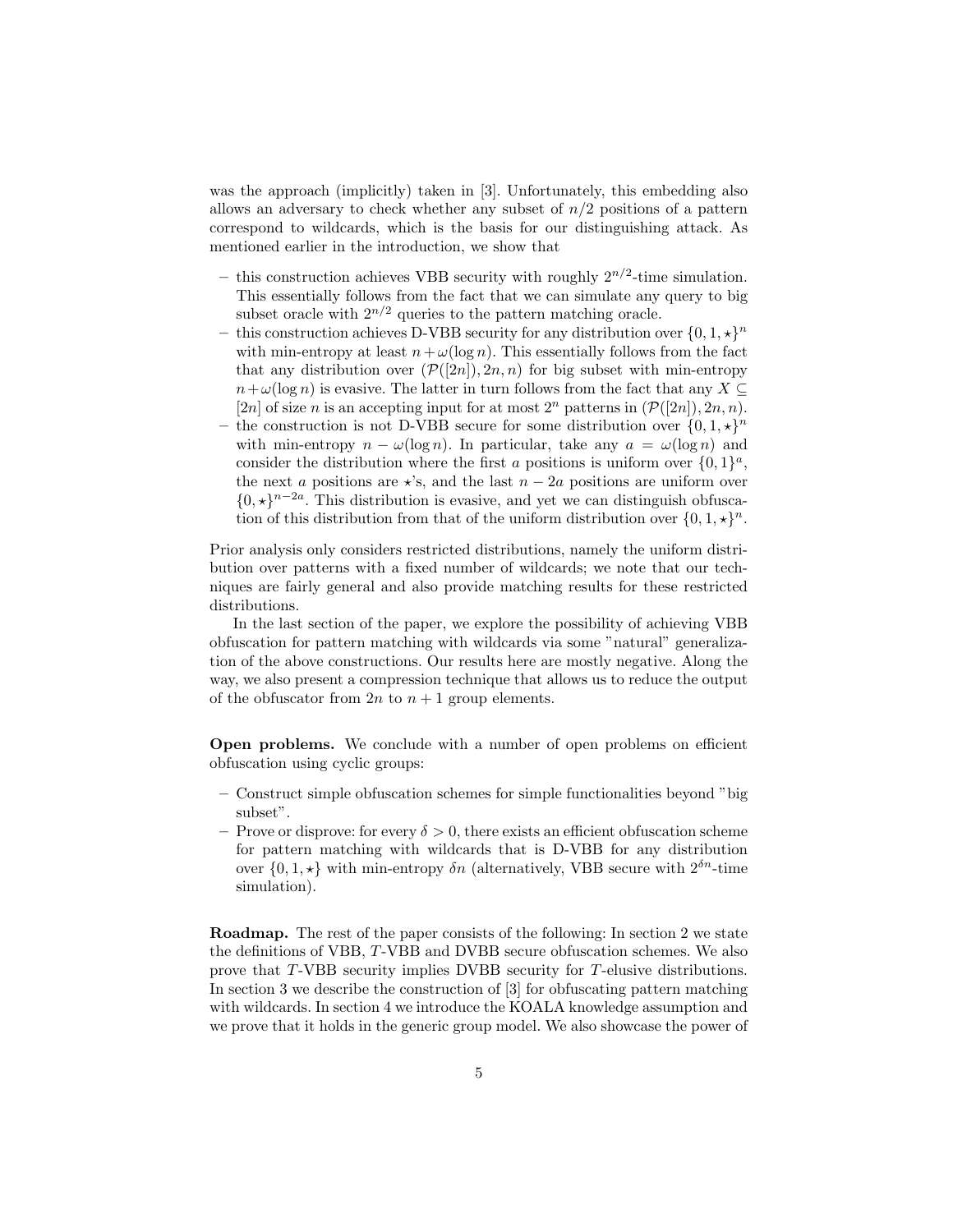was the approach (implicitly) taken in [3]. Unfortunately, this embedding also allows an adversary to check whether any subset of $n/2$ positions of a pattern correspond to wildcards, which is the basis for our distinguishing attack. As mentioned earlier in the introduction, we show that

- this construction achieves VBB security with roughly $2^{n/2}$-time simulation. This essentially follows from the fact that we can simulate any query to big subset oracle with $2^{n/2}$ queries to the pattern matching oracle.
- this construction achieves D-VBB security for any distribution over $\{0, 1, \star\}^n$ with min-entropy at least $n + \omega(\log n)$. This essentially follows from the fact that any distribution over $(\mathcal{P}([2n]), 2n, n)$ for big subset with min-entropy $n + \omega(\log n)$ is evasive. The latter in turn follows from the fact that any $X \subseteq [2n]$ of size $n$ is an accepting input for at most $2^n$ patterns in $(\mathcal{P}([2n]), 2n, n)$.
- the construction is not D-VBB secure for some distribution over $\{0, 1, \star\}^n$ with min-entropy $n - \omega(\log n)$. In particular, take any $a = \omega(\log n)$ and consider the distribution where the first $a$ positions is uniform over $\{0, 1\}^a$, the next $a$ positions are $\star$'s, and the last $n - 2a$ positions are uniform over $\{0, \star\}^{n-2a}$. This distribution is evasive, and yet we can distinguish obfuscation of this distribution from that of the uniform distribution over $\{0, 1, \star\}^n$.

Prior analysis only considers restricted distributions, namely the uniform distribution over patterns with a fixed number of wildcards; we note that our techniques are fairly general and also provide matching results for these restricted distributions.

In the last section of the paper, we explore the possibility of achieving VBB obfuscation for pattern matching with wildcards via some "natural" generalization of the above constructions. Our results here are mostly negative. Along the way, we also present a compression technique that allows us to reduce the output of the obfuscator from $2n$ to $n + 1$ group elements.

**Open problems.** We conclude with a number of open problems on efficient obfuscation using cyclic groups:

- Construct simple obfuscation schemes for simple functionalities beyond "big subset".
- Prove or disprove: for every $\delta > 0$, there exists an efficient obfuscation scheme for pattern matching with wildcards that is D-VBB for any distribution over $\{0, 1, \star\}$ with min-entropy $\delta n$ (alternatively, VBB secure with $2^{\delta n}$-time simulation).

**Roadmap.** The rest of the paper consists of the following: In section 2 we state the definitions of VBB, $T$-VBB and DVBB secure obfuscation schemes. We also prove that $T$-VBB security implies DVBB security for $T$-elusive distributions. In section 3 we describe the construction of [3] for obfuscating pattern matching with wildcards. In section 4 we introduce the KOALA knowledge assumption and we prove that it holds in the generic group model. We also showcase the power of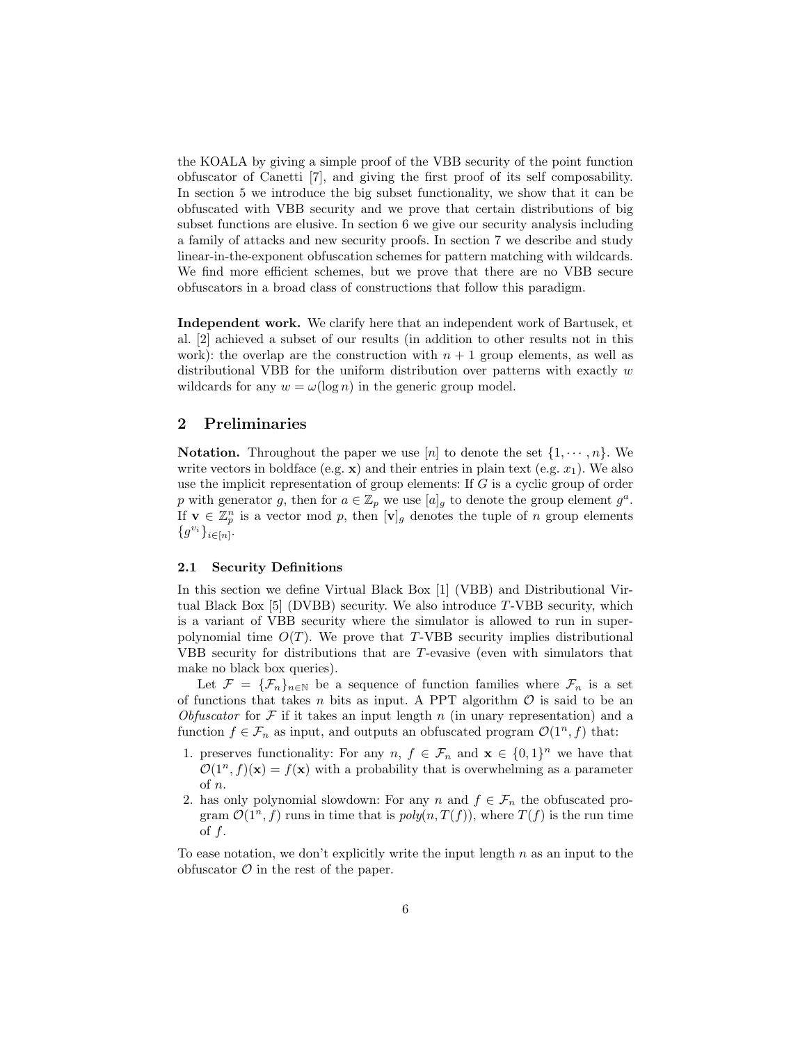the KOALA by giving a simple proof of the VBB security of the point function obfuscator of Canetti [7], and giving the first proof of its self composability. In section 5 we introduce the big subset functionality, we show that it can be obfuscated with VBB security and we prove that certain distributions of big subset functions are elusive. In section 6 we give our security analysis including a family of attacks and new security proofs. In section 7 we describe and study linear-in-the-exponent obfuscation schemes for pattern matching with wildcards. We find more efficient schemes, but we prove that there are no VBB secure obfuscators in a broad class of constructions that follow this paradigm.

**Independent work.** We clarify here that an independent work of Bartusek, et al. [2] achieved a subset of our results (in addition to other results not in this work): the overlap are the construction with $n+1$ group elements, as well as distributional VBB for the uniform distribution over patterns with exactly $w$ wildcards for any $w = \omega(\log n)$ in the generic group model.

## 2 Preliminaries

**Notation.** Throughout the paper we use $[n]$ to denote the set $\{1, \cdots, n\}$. We write vectors in boldface (e.g. $\mathbf{x}$) and their entries in plain text (e.g. $x_1$). We also use the implicit representation of group elements: If $G$ is a cyclic group of order $p$ with generator $g$, then for $a \in \mathbb{Z}_p$ we use $[a]_g$ to denote the group element $g^a$. If $\mathbf{v} \in \mathbb{Z}_p^n$ is a vector mod $p$, then $[\mathbf{v}]_g$ denotes the tuple of $n$ group elements $\{g^{v_i}\}_{i \in [n]}$.

### 2.1 Security Definitions

In this section we define Virtual Black Box [1] (VBB) and Distributional Virtual Black Box [5] (DVBB) security. We also introduce $T$-VBB security, which is a variant of VBB security where the simulator is allowed to run in super-polynomial time $O(T)$. We prove that $T$-VBB security implies distributional VBB security for distributions that are $T$-evasive (even with simulators that make no black box queries).

Let $\mathcal{F} = \{\mathcal{F}_n\}_{n \in \mathbb{N}}$ be a sequence of function families where $\mathcal{F}_n$ is a set of functions that takes $n$ bits as input. A PPT algorithm $\mathcal{O}$ is said to be an *Obfuscator* for $\mathcal{F}$ if it takes an input length $n$ (in unary representation) and a function $f \in \mathcal{F}_n$ as input, and outputs an obfuscated program $\mathcal{O}(1^n, f)$ that:

1. preserves functionality: For any $n$, $f \in \mathcal{F}_n$ and $\mathbf{x} \in \{0,1\}^n$ we have that $\mathcal{O}(1^n, f)(\mathbf{x}) = f(\mathbf{x})$ with a probability that is overwhelming as a parameter of $n$.
2. has only polynomial slowdown: For any $n$ and $f \in \mathcal{F}_n$ the obfuscated program $\mathcal{O}(1^n, f)$ runs in time that is $poly(n, T(f))$, where $T(f)$ is the run time of $f$.

To ease notation, we don't explicitly write the input length $n$ as an input to the obfuscator $\mathcal{O}$ in the rest of the paper.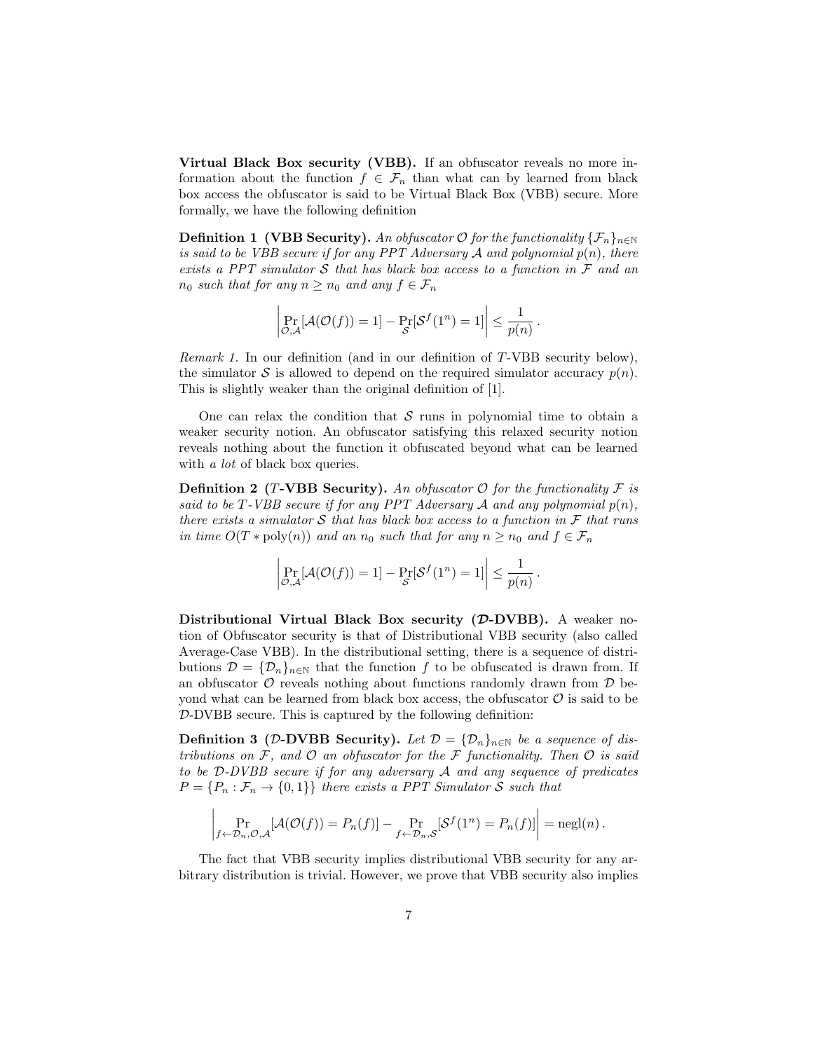**Virtual Black Box security (VBB).** If an obfuscator reveals no more information about the function $f \in \mathcal{F}_n$ than what can by learned from black box access the obfuscator is said to be Virtual Black Box (VBB) secure. More formally, we have the following definition

**Definition 1 (VBB Security).** *An obfuscator $\mathcal{O}$ for the functionality $\{\mathcal{F}_n\}_{n\in\mathbb{N}}$ is said to be VBB secure if for any PPT Adversary $\mathcal{A}$ and polynomial $p(n)$, there exists a PPT simulator $\mathcal{S}$ that has black box access to a function in $\mathcal{F}$ and an $n_0$ such that for any $n \geq n_0$ and any $f \in \mathcal{F}_n$*

$$\left| \Pr_{\mathcal{O},\mathcal{A}}[\mathcal{A}(\mathcal{O}(f)) = 1] - \Pr_{\mathcal{S}}[\mathcal{S}^f(1^n) = 1] \right| \leq \frac{1}{p(n)} .$$

*Remark 1.* In our definition (and in our definition of $T$-VBB security below), the simulator $\mathcal{S}$ is allowed to depend on the required simulator accuracy $p(n)$. This is slightly weaker than the original definition of [1].

One can relax the condition that $\mathcal{S}$ runs in polynomial time to obtain a weaker security notion. An obfuscator satisfying this relaxed security notion reveals nothing about the function it obfuscated beyond what can be learned with *a lot* of black box queries.

**Definition 2 ($T$-VBB Security).** *An obfuscator $\mathcal{O}$ for the functionality $\mathcal{F}$ is said to be $T$-VBB secure if for any PPT Adversary $\mathcal{A}$ and any polynomial $p(n)$, there exists a simulator $\mathcal{S}$ that has black box access to a function in $\mathcal{F}$ that runs in time $O(T * \mathrm{poly}(n))$ and an $n_0$ such that for any $n \geq n_0$ and $f \in \mathcal{F}_n$*

$$\left| \Pr_{\mathcal{O},\mathcal{A}}[\mathcal{A}(\mathcal{O}(f)) = 1] - \Pr_{\mathcal{S}}[\mathcal{S}^f(1^n) = 1] \right| \leq \frac{1}{p(n)} .$$

**Distributional Virtual Black Box security ($\mathcal{D}$-DVBB).** A weaker notion of Obfuscator security is that of Distributional VBB security (also called Average-Case VBB). In the distributional setting, there is a sequence of distributions $\mathcal{D} = \{\mathcal{D}_n\}_{n\in\mathbb{N}}$ that the function $f$ to be obfuscated is drawn from. If an obfuscator $\mathcal{O}$ reveals nothing about functions randomly drawn from $\mathcal{D}$ beyond what can be learned from black box access, the obfuscator $\mathcal{O}$ is said to be $\mathcal{D}$-DVBB secure. This is captured by the following definition:

**Definition 3 ($\mathcal{D}$-DVBB Security).** *Let $\mathcal{D} = \{\mathcal{D}_n\}_{n\in\mathbb{N}}$ be a sequence of distributions on $\mathcal{F}$, and $\mathcal{O}$ an obfuscator for the $\mathcal{F}$ functionality. Then $\mathcal{O}$ is said to be $\mathcal{D}$-DVBB secure if for any adversary $\mathcal{A}$ and any sequence of predicates $P = \{P_n : \mathcal{F}_n \to \{0,1\}\}$ there exists a PPT Simulator $\mathcal{S}$ such that*

$$\left| \Pr_{f \leftarrow \mathcal{D}_n, \mathcal{O}, \mathcal{A}}[\mathcal{A}(\mathcal{O}(f)) = P_n(f)] - \Pr_{f \leftarrow \mathcal{D}_n, \mathcal{S}}[\mathcal{S}^f(1^n) = P_n(f)] \right| = \mathrm{negl}(n) .$$

The fact that VBB security implies distributional VBB security for any arbitrary distribution is trivial. However, we prove that VBB security also implies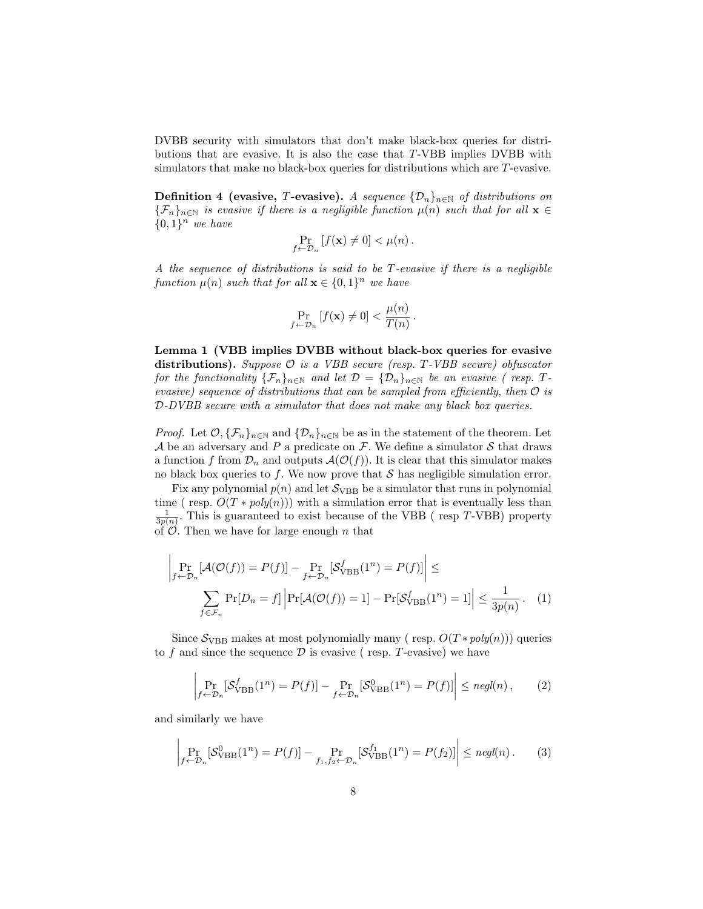DVBB security with simulators that don't make black-box queries for distributions that are evasive. It is also the case that $T$-VBB implies DVBB with simulators that make no black-box queries for distributions which are $T$-evasive.

**Definition 4 (evasive, $T$-evasive).** *A sequence $\{\mathcal{D}_n\}_{n\in\mathbb{N}}$ of distributions on $\{\mathcal{F}_n\}_{n\in\mathbb{N}}$ is evasive if there is a negligible function $\mu(n)$ such that for all $\mathbf{x} \in \{0,1\}^n$ we have*

$$\Pr_{f \leftarrow \mathcal{D}_n}[f(\mathbf{x}) \neq 0] < \mu(n) .$$

*A the sequence of distributions is said to be $T$-evasive if there is a negligible function $\mu(n)$ such that for all $\mathbf{x} \in \{0,1\}^n$ we have*

$$\Pr_{f \leftarrow \mathcal{D}_n}[f(\mathbf{x}) \neq 0] < \frac{\mu(n)}{T(n)} .$$

**Lemma 1 (VBB implies DVBB without black-box queries for evasive distributions).** *Suppose $\mathcal{O}$ is a VBB secure (resp. $T$-VBB secure) obfuscator for the functionality $\{\mathcal{F}_n\}_{n\in\mathbb{N}}$ and let $\mathcal{D} = \{\mathcal{D}_n\}_{n\in\mathbb{N}}$ be an evasive ( resp. $T$-evasive) sequence of distributions that can be sampled from efficiently, then $\mathcal{O}$ is $\mathcal{D}$-DVBB secure with a simulator that does not make any black box queries.*

*Proof.* Let $\mathcal{O}, \{\mathcal{F}_n\}_{n\in\mathbb{N}}$ and $\{\mathcal{D}_n\}_{n\in\mathbb{N}}$ be as in the statement of the theorem. Let $\mathcal{A}$ be an adversary and $P$ a predicate on $\mathcal{F}$. We define a simulator $\mathcal{S}$ that draws a function $f$ from $\mathcal{D}_n$ and outputs $\mathcal{A}(\mathcal{O}(f))$. It is clear that this simulator makes no black box queries to $f$. We now prove that $\mathcal{S}$ has negligible simulation error.

Fix any polynomial $p(n)$ and let $\mathcal{S}_{\text{VBB}}$ be a simulator that runs in polynomial time ( resp. $O(T * \mathit{poly}(n))$) with a simulation error that is eventually less than $\frac{1}{3p(n)}$. This is guaranteed to exist because of the VBB ( resp $T$-VBB) property of $\mathcal{O}$. Then we have for large enough $n$ that

$$\begin{aligned}
&\left| \Pr_{f \leftarrow \mathcal{D}_n}[\mathcal{A}(\mathcal{O}(f)) = P(f)] - \Pr_{f \leftarrow \mathcal{D}_n}[\mathcal{S}^f_{\text{VBB}}(1^n) = P(f)] \right| \leq \\
&\qquad \sum_{f \in \mathcal{F}_n} \Pr[D_n = f] \left| \Pr[\mathcal{A}(\mathcal{O}(f)) = 1] - \Pr[\mathcal{S}^f_{\text{VBB}}(1^n) = 1] \right| \leq \frac{1}{3p(n)} . \qquad (1)
\end{aligned}$$

Since $\mathcal{S}_{\text{VBB}}$ makes at most polynomially many ( resp. $O(T * \mathit{poly}(n))$) queries to $f$ and since the sequence $\mathcal{D}$ is evasive ( resp. $T$-evasive) we have

$$\left| \Pr_{f \leftarrow \mathcal{D}_n}[\mathcal{S}^f_{\text{VBB}}(1^n) = P(f)] - \Pr_{f \leftarrow \mathcal{D}_n}[\mathcal{S}^0_{\text{VBB}}(1^n) = P(f)] \right| \leq \mathit{negl}(n) , \qquad (2)$$

and similarly we have

$$\left| \Pr_{f \leftarrow \mathcal{D}_n}[\mathcal{S}^0_{\text{VBB}}(1^n) = P(f)] - \Pr_{f_1, f_2 \leftarrow \mathcal{D}_n}[\mathcal{S}^{f_1}_{\text{VBB}}(1^n) = P(f_2)] \right| \leq \mathit{negl}(n) . \qquad (3)$$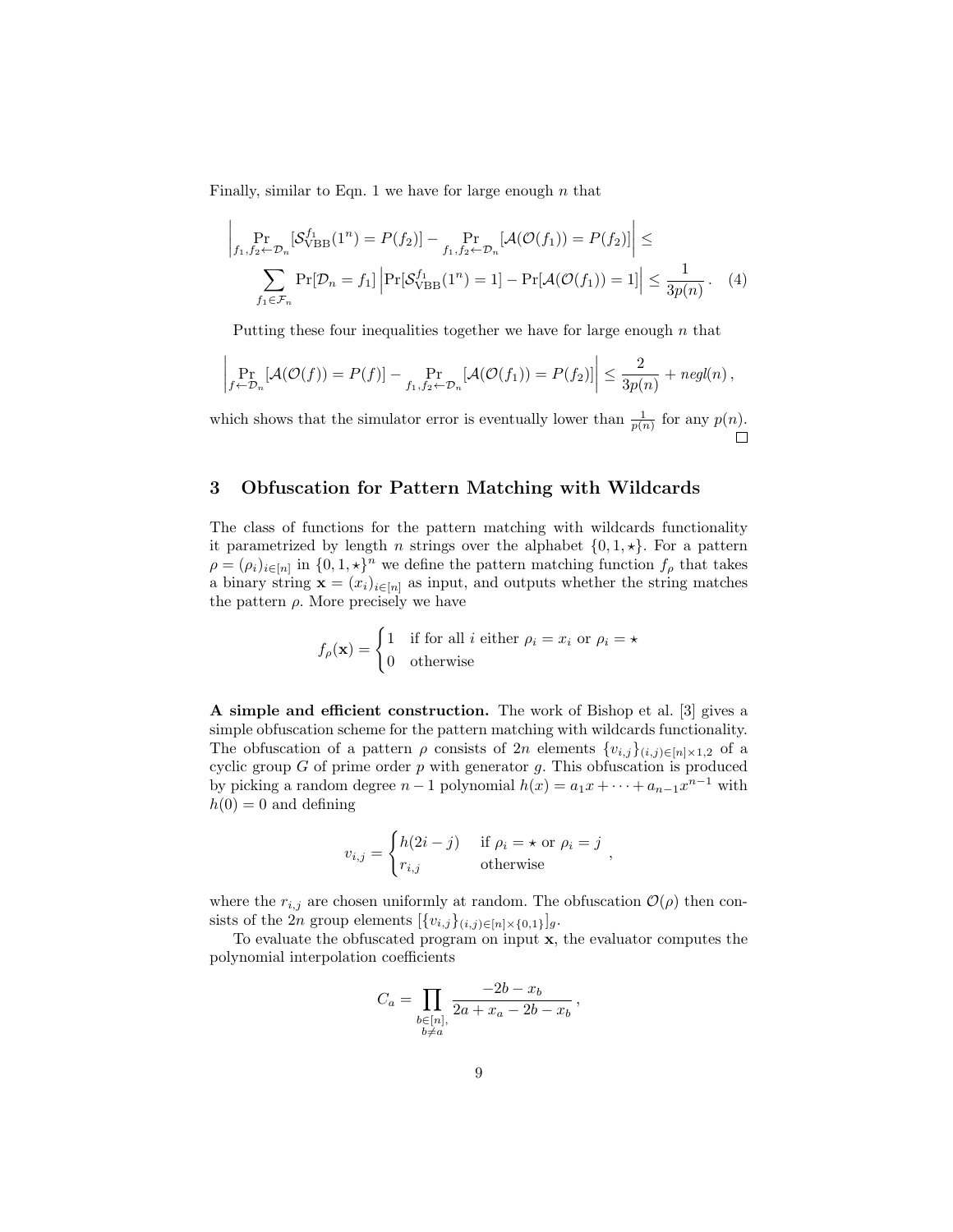Finally, similar to Eqn. 1 we have for large enough $n$ that

$$\left| \Pr_{f_1, f_2 \leftarrow \mathcal{D}_n}[\mathcal{S}_{\text{VBB}}^{f_1}(1^n) = P(f_2)] - \Pr_{f_1, f_2 \leftarrow \mathcal{D}_n}[\mathcal{A}(\mathcal{O}(f_1)) = P(f_2)] \right| \leq \sum_{f_1 \in \mathcal{F}_n} \Pr[\mathcal{D}_n = f_1] \left| \Pr[\mathcal{S}_{\text{VBB}}^{f_1}(1^n) = 1] - \Pr[\mathcal{A}(\mathcal{O}(f_1)) = 1] \right| \leq \frac{1}{3p(n)} . \quad (4)$$

Putting these four inequalities together we have for large enough $n$ that

$$\left| \Pr_{f \leftarrow \mathcal{D}_n}[\mathcal{A}(\mathcal{O}(f)) = P(f)] - \Pr_{f_1, f_2 \leftarrow \mathcal{D}_n}[\mathcal{A}(\mathcal{O}(f_1)) = P(f_2)] \right| \leq \frac{2}{3p(n)} + \mathit{negl}(n) ,$$

which shows that the simulator error is eventually lower than $\frac{1}{p(n)}$ for any $p(n)$. □

## 3 Obfuscation for Pattern Matching with Wildcards

The class of functions for the pattern matching with wildcards functionality it parametrized by length $n$ strings over the alphabet $\{0, 1, \star\}$. For a pattern $\rho = (\rho_i)_{i \in [n]}$ in $\{0, 1, \star\}^n$ we define the pattern matching function $f_\rho$ that takes a binary string $\mathbf{x} = (x_i)_{i \in [n]}$ as input, and outputs whether the string matches the pattern $\rho$. More precisely we have

$$f_\rho(\mathbf{x}) = \begin{cases} 1 & \text{if for all } i \text{ either } \rho_i = x_i \text{ or } \rho_i = \star \\ 0 & \text{otherwise} \end{cases}$$

**A simple and efficient construction.** The work of Bishop et al. [3] gives a simple obfuscation scheme for the pattern matching with wildcards functionality. The obfuscation of a pattern $\rho$ consists of $2n$ elements $\{v_{i,j}\}_{(i,j) \in [n] \times 1,2}$ of a cyclic group $G$ of prime order $p$ with generator $g$. This obfuscation is produced by picking a random degree $n-1$ polynomial $h(x) = a_1 x + \cdots + a_{n-1} x^{n-1}$ with $h(0) = 0$ and defining

$$v_{i,j} = \begin{cases} h(2i - j) & \text{if } \rho_i = \star \text{ or } \rho_i = j \\ r_{i,j} & \text{otherwise} \end{cases} ,$$

where the $r_{i,j}$ are chosen uniformly at random. The obfuscation $\mathcal{O}(\rho)$ then consists of the $2n$ group elements $[\{v_{i,j}\}_{(i,j) \in [n] \times \{0,1\}}]_g$.

To evaluate the obfuscated program on input $\mathbf{x}$, the evaluator computes the polynomial interpolation coefficients

$$C_a = \prod_{\substack{b \in [n], \\ b \neq a}} \frac{-2b - x_b}{2a + x_a - 2b - x_b} ,$$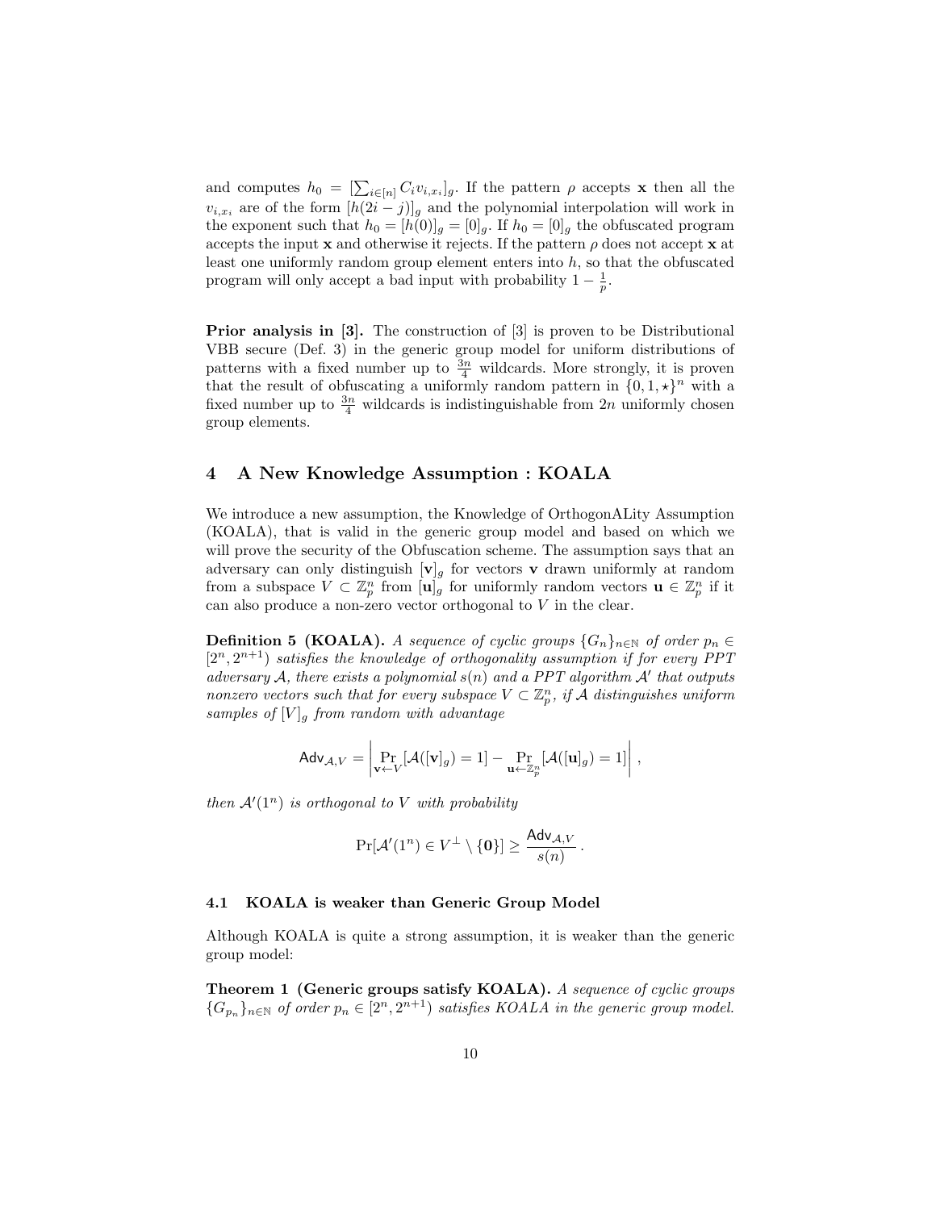and computes $h_0 = [\sum_{i\in[n]} C_i v_{i,x_i}]_g$. If the pattern $\rho$ accepts $\mathbf{x}$ then all the $v_{i,x_i}$ are of the form $[h(2i-j)]_g$ and the polynomial interpolation will work in the exponent such that $h_0 = [h(0)]_g = [0]_g$. If $h_0 = [0]_g$ the obfuscated program accepts the input $\mathbf{x}$ and otherwise it rejects. If the pattern $\rho$ does not accept $\mathbf{x}$ at least one uniformly random group element enters into $h$, so that the obfuscated program will only accept a bad input with probability $1 - \frac{1}{p}$.

**Prior analysis in [3].** The construction of [3] is proven to be Distributional VBB secure (Def. 3) in the generic group model for uniform distributions of patterns with a fixed number up to $\frac{3n}{4}$ wildcards. More strongly, it is proven that the result of obfuscating a uniformly random pattern in $\{0, 1, \star\}^n$ with a fixed number up to $\frac{3n}{4}$ wildcards is indistinguishable from $2n$ uniformly chosen group elements.

## 4 A New Knowledge Assumption : KOALA

We introduce a new assumption, the Knowledge of OrthogonALity Assumption (KOALA), that is valid in the generic group model and based on which we will prove the security of the Obfuscation scheme. The assumption says that an adversary can only distinguish $[\mathbf{v}]_g$ for vectors $\mathbf{v}$ drawn uniformly at random from a subspace $V \subset \mathbb{Z}_p^n$ from $[\mathbf{u}]_g$ for uniformly random vectors $\mathbf{u} \in \mathbb{Z}_p^n$ if it can also produce a non-zero vector orthogonal to $V$ in the clear.

**Definition 5 (KOALA).** *A sequence of cyclic groups $\{G_n\}_{n\in\mathbb{N}}$ of order $p_n \in [2^n, 2^{n+1})$ satisfies the knowledge of orthogonality assumption if for every PPT adversary $\mathcal{A}$, there exists a polynomial $s(n)$ and a PPT algorithm $\mathcal{A}'$ that outputs nonzero vectors such that for every subspace $V \subset \mathbb{Z}_p^n$, if $\mathcal{A}$ distinguishes uniform samples of $[V]_g$ from random with advantage*

$$\mathsf{Adv}_{\mathcal{A},V} = \left| \Pr_{\mathbf{v}\leftarrow V}[\mathcal{A}([\mathbf{v}]_g) = 1] - \Pr_{\mathbf{u}\leftarrow\mathbb{Z}_p^n}[\mathcal{A}([\mathbf{u}]_g) = 1] \right| ,$$

*then $\mathcal{A}'(1^n)$ is orthogonal to $V$ with probability*

$$\Pr[\mathcal{A}'(1^n) \in V^\perp \setminus \{\mathbf{0}\}] \geq \frac{\mathsf{Adv}_{\mathcal{A},V}}{s(n)} .$$

### 4.1 KOALA is weaker than Generic Group Model

Although KOALA is quite a strong assumption, it is weaker than the generic group model:

**Theorem 1 (Generic groups satisfy KOALA).** *A sequence of cyclic groups $\{G_{p_n}\}_{n\in\mathbb{N}}$ of order $p_n \in [2^n, 2^{n+1})$ satisfies KOALA in the generic group model.*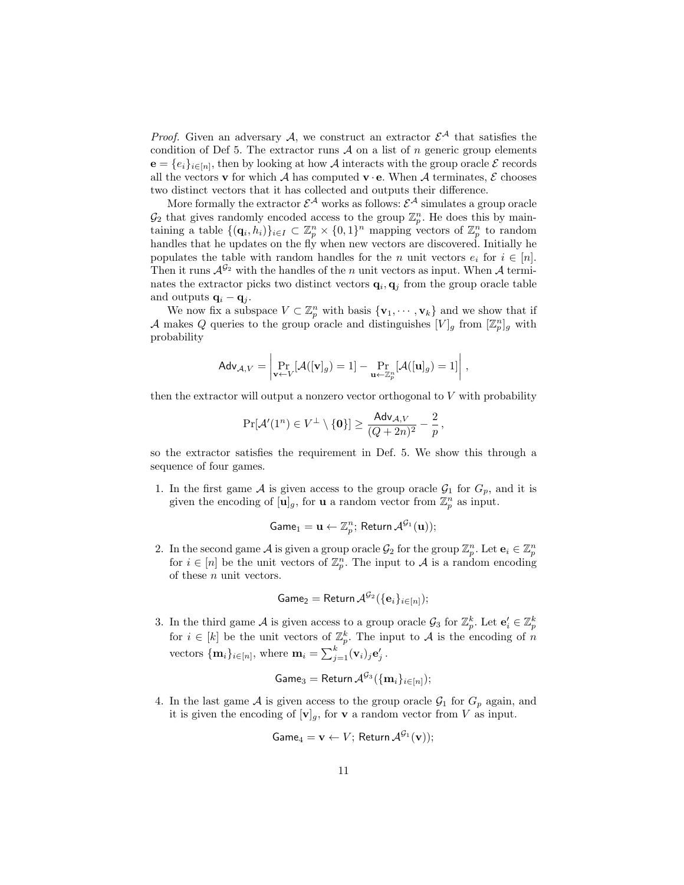*Proof.* Given an adversary $\mathcal{A}$, we construct an extractor $\mathcal{E}^{\mathcal{A}}$ that satisfies the condition of Def 5. The extractor runs $\mathcal{A}$ on a list of $n$ generic group elements $\mathbf{e} = \{e_i\}_{i\in[n]}$, then by looking at how $\mathcal{A}$ interacts with the group oracle $\mathcal{E}$ records all the vectors $\mathbf{v}$ for which $\mathcal{A}$ has computed $\mathbf{v} \cdot \mathbf{e}$. When $\mathcal{A}$ terminates, $\mathcal{E}$ chooses two distinct vectors that it has collected and outputs their difference.

More formally the extractor $\mathcal{E}^{\mathcal{A}}$ works as follows: $\mathcal{E}^{\mathcal{A}}$ simulates a group oracle $\mathcal{G}_2$ that gives randomly encoded access to the group $\mathbb{Z}_p^n$. He does this by maintaining a table $\{(\mathbf{q}_i, h_i)\}_{i \in I} \subset \mathbb{Z}_p^n \times \{0,1\}^n$ mapping vectors of $\mathbb{Z}_p^n$ to random handles that he updates on the fly when new vectors are discovered. Initially he populates the table with random handles for the $n$ unit vectors $e_i$ for $i \in [n]$. Then it runs $\mathcal{A}^{\mathcal{G}_2}$ with the handles of the $n$ unit vectors as input. When $\mathcal{A}$ terminates the extractor picks two distinct vectors $\mathbf{q}_i, \mathbf{q}_j$ from the group oracle table and outputs $\mathbf{q}_i - \mathbf{q}_j$.

We now fix a subspace $V \subset \mathbb{Z}_p^n$ with basis $\{\mathbf{v}_1, \cdots, \mathbf{v}_k\}$ and we show that if $\mathcal{A}$ makes $Q$ queries to the group oracle and distinguishes $[V]_g$ from $[\mathbb{Z}_p^n]_g$ with probability

$$\mathsf{Adv}_{\mathcal{A},V} = \left| \Pr_{\mathbf{v} \leftarrow V}[\mathcal{A}([\mathbf{v}]_g) = 1] - \Pr_{\mathbf{u} \leftarrow \mathbb{Z}_p^n}[\mathcal{A}([\mathbf{u}]_g) = 1] \right| ,$$

then the extractor will output a nonzero vector orthogonal to $V$ with probability

$$\Pr[\mathcal{A}'(1^n) \in V^{\perp} \setminus \{\mathbf{0}\}] \geq \frac{\mathsf{Adv}_{\mathcal{A},V}}{(Q+2n)^2} - \frac{2}{p} ,$$

so the extractor satisfies the requirement in Def. 5. We show this through a sequence of four games.

1. In the first game $\mathcal{A}$ is given access to the group oracle $\mathcal{G}_1$ for $G_p$, and it is given the encoding of $[\mathbf{u}]_g$, for $\mathbf{u}$ a random vector from $\mathbb{Z}_p^n$ as input.
$$\mathsf{Game}_1 = \mathbf{u} \leftarrow \mathbb{Z}_p^n;\ \mathsf{Return}\ \mathcal{A}^{\mathcal{G}_1}(\mathbf{u}));$$
2. In the second game $\mathcal{A}$ is given a group oracle $\mathcal{G}_2$ for the group $\mathbb{Z}_p^n$. Let $\mathbf{e}_i \in \mathbb{Z}_p^n$ for $i \in [n]$ be the unit vectors of $\mathbb{Z}_p^n$. The input to $\mathcal{A}$ is a random encoding of these $n$ unit vectors.
$$\mathsf{Game}_2 = \mathsf{Return}\ \mathcal{A}^{\mathcal{G}_2}(\{\mathbf{e}_i\}_{i\in[n]});$$
3. In the third game $\mathcal{A}$ is given access to a group oracle $\mathcal{G}_3$ for $\mathbb{Z}_p^k$. Let $\mathbf{e}'_i \in \mathbb{Z}_p^k$ for $i \in [k]$ be the unit vectors of $\mathbb{Z}_p^k$. The input to $\mathcal{A}$ is the encoding of $n$ vectors $\{\mathbf{m}_i\}_{i\in[n]}$, where $\mathbf{m}_i = \sum_{j=1}^{k} (\mathbf{v}_i)_j \mathbf{e}'_j$ .
$$\mathsf{Game}_3 = \mathsf{Return}\ \mathcal{A}^{\mathcal{G}_3}(\{\mathbf{m}_i\}_{i\in[n]});$$
4. In the last game $\mathcal{A}$ is given access to the group oracle $\mathcal{G}_1$ for $G_p$ again, and it is given the encoding of $[\mathbf{v}]_g$, for $\mathbf{v}$ a random vector from $V$ as input.
$$\mathsf{Game}_4 = \mathbf{v} \leftarrow V;\ \mathsf{Return}\ \mathcal{A}^{\mathcal{G}_1}(\mathbf{v}));$$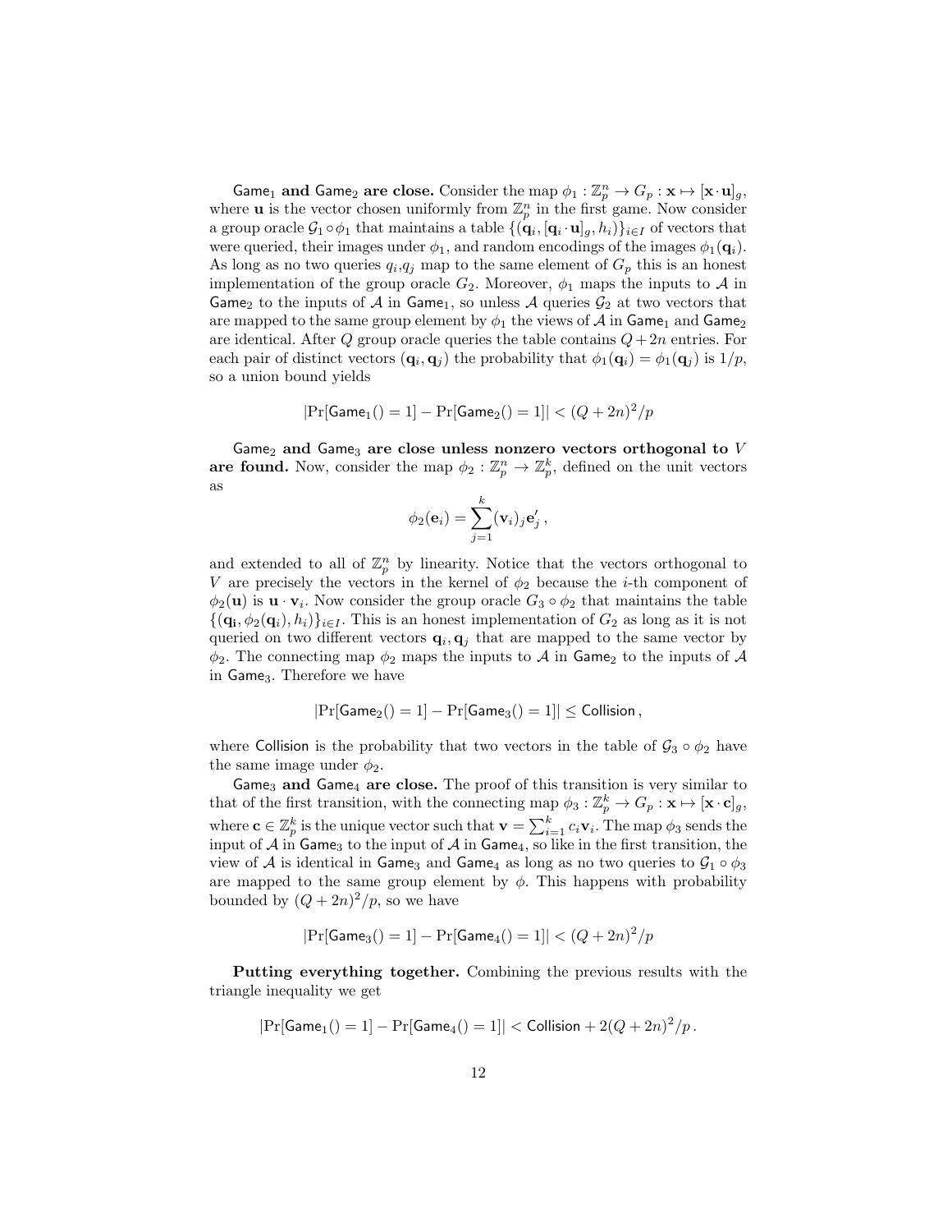**$\mathsf{Game}_1$ and $\mathsf{Game}_2$ are close.** Consider the map $\phi_1 : \mathbb{Z}_p^n \to G_p : \mathbf{x} \mapsto [\mathbf{x} \cdot \mathbf{u}]_g$, where $\mathbf{u}$ is the vector chosen uniformly from $\mathbb{Z}_p^n$ in the first game. Now consider a group oracle $\mathcal{G}_1 \circ \phi_1$ that maintains a table $\{(\mathbf{q}_i, [\mathbf{q}_i \cdot \mathbf{u}]_g, h_i)\}_{i \in I}$ of vectors that were queried, their images under $\phi_1$, and random encodings of the images $\phi_1(\mathbf{q}_i)$. As long as no two queries $q_i$,$q_j$ map to the same element of $G_p$ this is an honest implementation of the group oracle $G_2$. Moreover, $\phi_1$ maps the inputs to $\mathcal{A}$ in $\mathsf{Game}_2$ to the inputs of $\mathcal{A}$ in $\mathsf{Game}_1$, so unless $\mathcal{A}$ queries $\mathcal{G}_2$ at two vectors that are mapped to the same group element by $\phi_1$ the views of $\mathcal{A}$ in $\mathsf{Game}_1$ and $\mathsf{Game}_2$ are identical. After $Q$ group oracle queries the table contains $Q + 2n$ entries. For each pair of distinct vectors $(\mathbf{q}_i, \mathbf{q}_j)$ the probability that $\phi_1(\mathbf{q}_i) = \phi_1(\mathbf{q}_j)$ is $1/p$, so a union bound yields

$$|\Pr[\mathsf{Game}_1() = 1] - \Pr[\mathsf{Game}_2() = 1]| < (Q + 2n)^2/p$$

**$\mathsf{Game}_2$ and $\mathsf{Game}_3$ are close unless nonzero vectors orthogonal to $V$ are found.** Now, consider the map $\phi_2 : \mathbb{Z}_p^n \to \mathbb{Z}_p^k$, defined on the unit vectors as

$$\phi_2(\mathbf{e}_i) = \sum_{j=1}^{k} (\mathbf{v}_i)_j \mathbf{e}'_j \,,$$

and extended to all of $\mathbb{Z}_p^n$ by linearity. Notice that the vectors orthogonal to $V$ are precisely the vectors in the kernel of $\phi_2$ because the $i$-th component of $\phi_2(\mathbf{u})$ is $\mathbf{u} \cdot \mathbf{v}_i$. Now consider the group oracle $G_3 \circ \phi_2$ that maintains the table $\{(\mathbf{q_i}, \phi_2(\mathbf{q}_i), h_i)\}_{i \in I}$. This is an honest implementation of $G_2$ as long as it is not queried on two different vectors $\mathbf{q}_i, \mathbf{q}_j$ that are mapped to the same vector by $\phi_2$. The connecting map $\phi_2$ maps the inputs to $\mathcal{A}$ in $\mathsf{Game}_2$ to the inputs of $\mathcal{A}$ in $\mathsf{Game}_3$. Therefore we have

$$|\Pr[\mathsf{Game}_2() = 1] - \Pr[\mathsf{Game}_3() = 1]| \leq \mathsf{Collision}\,,$$

where $\mathsf{Collision}$ is the probability that two vectors in the table of $\mathcal{G}_3 \circ \phi_2$ have the same image under $\phi_2$.

**$\mathsf{Game}_3$ and $\mathsf{Game}_4$ are close.** The proof of this transition is very similar to that of the first transition, with the connecting map $\phi_3 : \mathbb{Z}_p^k \to G_p : \mathbf{x} \mapsto [\mathbf{x} \cdot \mathbf{c}]_g$, where $\mathbf{c} \in \mathbb{Z}_p^k$ is the unique vector such that $\mathbf{v} = \sum_{i=1}^{k} c_i \mathbf{v}_i$. The map $\phi_3$ sends the input of $\mathcal{A}$ in $\mathsf{Game}_3$ to the input of $\mathcal{A}$ in $\mathsf{Game}_4$, so like in the first transition, the view of $\mathcal{A}$ is identical in $\mathsf{Game}_3$ and $\mathsf{Game}_4$ as long as no two queries to $\mathcal{G}_1 \circ \phi_3$ are mapped to the same group element by $\phi$. This happens with probability bounded by $(Q + 2n)^2/p$, so we have

$$|\Pr[\mathsf{Game}_3() = 1] - \Pr[\mathsf{Game}_4() = 1]| < (Q + 2n)^2/p$$

**Putting everything together.** Combining the previous results with the triangle inequality we get

$$|\Pr[\mathsf{Game}_1() = 1] - \Pr[\mathsf{Game}_4() = 1]| < \mathsf{Collision} + 2(Q + 2n)^2/p\,.$$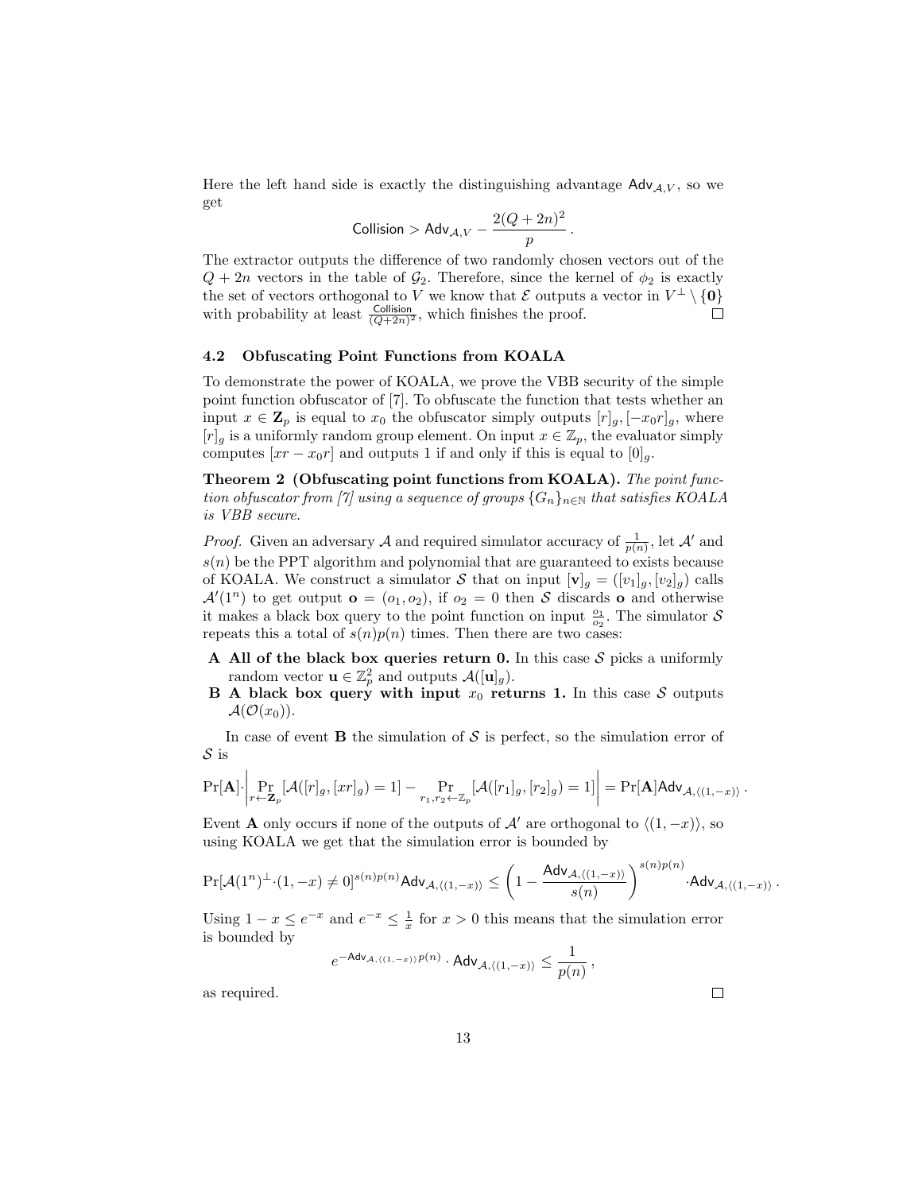Here the left hand side is exactly the distinguishing advantage $\mathsf{Adv}_{\mathcal{A},V}$, so we get

$$\mathsf{Collision} > \mathsf{Adv}_{\mathcal{A},V} - \frac{2(Q+2n)^2}{p}\,.$$

The extractor outputs the difference of two randomly chosen vectors out of the $Q + 2n$ vectors in the table of $\mathcal{G}_2$. Therefore, since the kernel of $\phi_2$ is exactly the set of vectors orthogonal to $V$ we know that $\mathcal{E}$ outputs a vector in $V^\perp \setminus \{\mathbf{0}\}$ with probability at least $\frac{\mathsf{Collision}}{(Q+2n)^2}$, which finishes the proof. □

### 4.2 Obfuscating Point Functions from KOALA

To demonstrate the power of KOALA, we prove the VBB security of the simple point function obfuscator of [7]. To obfuscate the function that tests whether an input $x \in \mathbf{Z}_p$ is equal to $x_0$ the obfuscator simply outputs $[r]_g, [-x_0 r]_g$, where $[r]_g$ is a uniformly random group element. On input $x \in \mathbb{Z}_p$, the evaluator simply computes $[xr - x_0 r]$ and outputs 1 if and only if this is equal to $[0]_g$.

**Theorem 2 (Obfuscating point functions from KOALA).** *The point function obfuscator from [7] using a sequence of groups $\{G_n\}_{n\in\mathbb{N}}$ that satisfies KOALA is VBB secure.*

*Proof.* Given an adversary $\mathcal{A}$ and required simulator accuracy of $\frac{1}{p(n)}$, let $\mathcal{A}'$ and $s(n)$ be the PPT algorithm and polynomial that are guaranteed to exists because of KOALA. We construct a simulator $\mathcal{S}$ that on input $[\mathbf{v}]_g = ([v_1]_g, [v_2]_g)$ calls $\mathcal{A}'(1^n)$ to get output $\mathbf{o} = (o_1, o_2)$, if $o_2 = 0$ then $\mathcal{S}$ discards $\mathbf{o}$ and otherwise it makes a black box query to the point function on input $\frac{o_1}{o_2}$. The simulator $\mathcal{S}$ repeats this a total of $s(n)p(n)$ times. Then there are two cases:

- **A All of the black box queries return 0.** In this case $\mathcal{S}$ picks a uniformly random vector $\mathbf{u} \in \mathbb{Z}_p^2$ and outputs $\mathcal{A}([\mathbf{u}]_g)$.
- **B A black box query with input $x_0$ returns 1.** In this case $\mathcal{S}$ outputs $\mathcal{A}(\mathcal{O}(x_0))$.

In case of event **B** the simulation of $\mathcal{S}$ is perfect, so the simulation error of $\mathcal{S}$ is

$$\Pr[\mathbf{A}]\cdot\left|\Pr_{r\leftarrow\mathbf{Z}_p}[\mathcal{A}([r]_g,[xr]_g)=1] - \Pr_{r_1,r_2\leftarrow\mathbb{Z}_p}[\mathcal{A}([r_1]_g,[r_2]_g)=1]\right| = \Pr[\mathbf{A}]\mathsf{Adv}_{\mathcal{A},\langle(1,-x)\rangle}\,.$$

Event **A** only occurs if none of the outputs of $\mathcal{A}'$ are orthogonal to $\langle(1,-x)\rangle$, so using KOALA we get that the simulation error is bounded by

$$\Pr[\mathcal{A}(1^n)^\perp\cdot(1,-x)\neq 0]^{s(n)p(n)}\mathsf{Adv}_{\mathcal{A},\langle(1,-x)\rangle} \leq \left(1-\frac{\mathsf{Adv}_{\mathcal{A},\langle(1,-x)\rangle}}{s(n)}\right)^{s(n)p(n)}\cdot\mathsf{Adv}_{\mathcal{A},\langle(1,-x)\rangle}\,.$$

Using $1-x \leq e^{-x}$ and $e^{-x} \leq \frac{1}{x}$ for $x > 0$ this means that the simulation error is bounded by

$$e^{-\mathsf{Adv}_{\mathcal{A},\langle(1,-x)\rangle}p(n)}\cdot\mathsf{Adv}_{\mathcal{A},\langle(1,-x)\rangle} \leq \frac{1}{p(n)}\,,$$

as required. □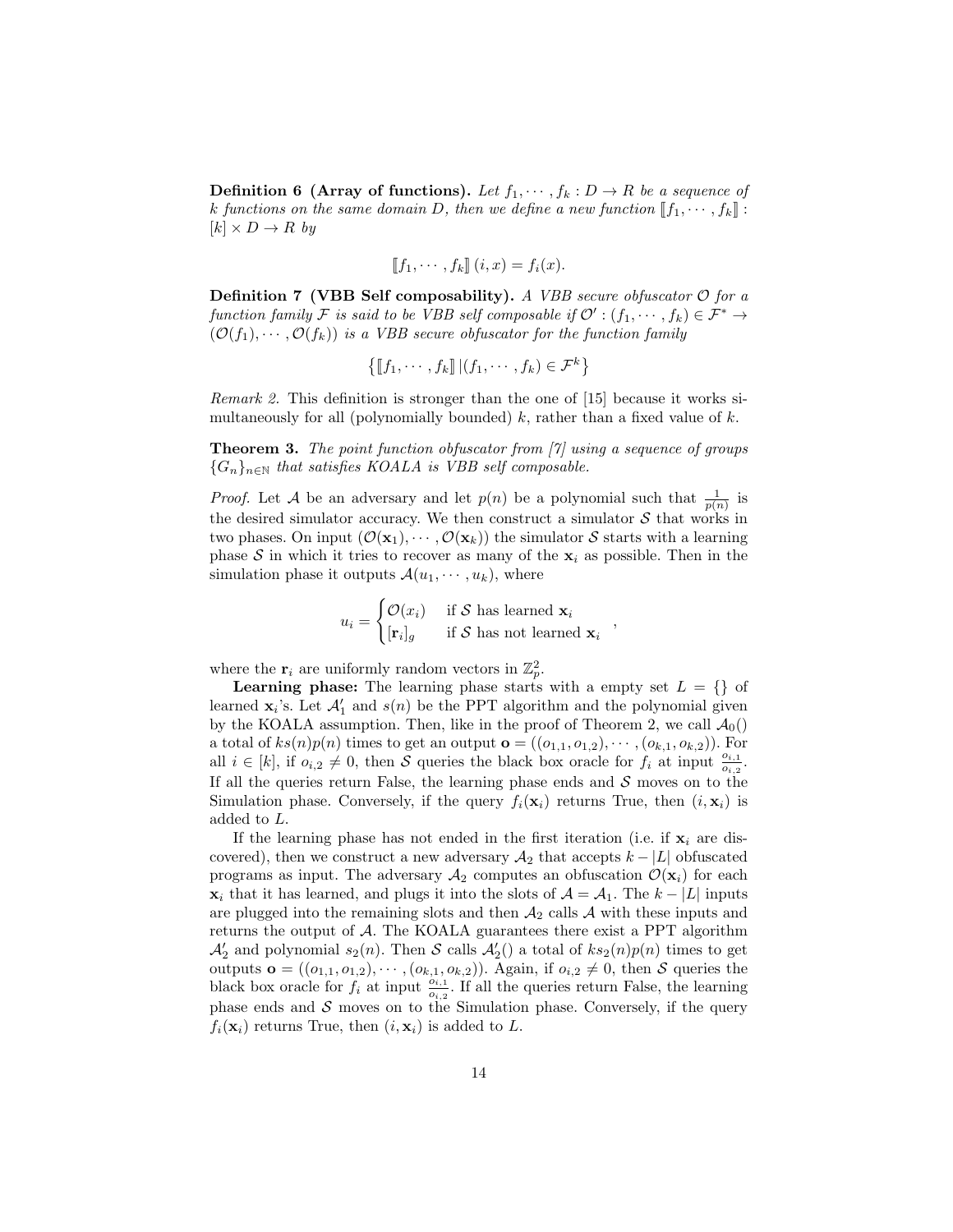**Definition 6 (Array of functions).** *Let $f_1, \cdots, f_k : D \to R$ be a sequence of $k$ functions on the same domain $D$, then we define a new function $[\![f_1, \cdots, f_k]\!] : [k] \times D \to R$ by*

$$[\![f_1, \cdots, f_k]\!] (i, x) = f_i(x).$$

**Definition 7 (VBB Self composability).** *A VBB secure obfuscator $\mathcal{O}$ for a function family $\mathcal{F}$ is said to be VBB self composable if $\mathcal{O}' : (f_1, \cdots, f_k) \in \mathcal{F}^* \to (\mathcal{O}(f_1), \cdots, \mathcal{O}(f_k))$ is a VBB secure obfuscator for the function family*

$$\left\{ [\![f_1, \cdots, f_k]\!] \, | (f_1, \cdots, f_k) \in \mathcal{F}^k \right\}$$

*Remark 2.* This definition is stronger than the one of [15] because it works simultaneously for all (polynomially bounded) $k$, rather than a fixed value of $k$.

**Theorem 3.** *The point function obfuscator from [7] using a sequence of groups $\{G_n\}_{n \in \mathbb{N}}$ that satisfies KOALA is VBB self composable.*

*Proof.* Let $\mathcal{A}$ be an adversary and let $p(n)$ be a polynomial such that $\frac{1}{p(n)}$ is the desired simulator accuracy. We then construct a simulator $\mathcal{S}$ that works in two phases. On input $(\mathcal{O}(\mathbf{x}_1), \cdots, \mathcal{O}(\mathbf{x}_k))$ the simulator $\mathcal{S}$ starts with a learning phase $\mathcal{S}$ in which it tries to recover as many of the $\mathbf{x}_i$ as possible. Then in the simulation phase it outputs $\mathcal{A}(u_1, \cdots, u_k)$, where

$$u_i = \begin{cases} \mathcal{O}(x_i) & \text{if } \mathcal{S} \text{ has learned } \mathbf{x}_i \\ [\mathbf{r}_i]_g & \text{if } \mathcal{S} \text{ has not learned } \mathbf{x}_i \end{cases},$$

where the $\mathbf{r}_i$ are uniformly random vectors in $\mathbb{Z}_p^2$.

**Learning phase:** The learning phase starts with a empty set $L = \{\}$ of learned $\mathbf{x}_i$'s. Let $\mathcal{A}_1'$ and $s(n)$ be the PPT algorithm and the polynomial given by the KOALA assumption. Then, like in the proof of Theorem 2, we call $\mathcal{A}_0()$ a total of $ks(n)p(n)$ times to get an output $\mathbf{o} = ((o_{1,1}, o_{1,2}), \cdots, (o_{k,1}, o_{k,2}))$. For all $i \in [k]$, if $o_{i,2} \neq 0$, then $\mathcal{S}$ queries the black box oracle for $f_i$ at input $\frac{o_{i,1}}{o_{i,2}}$. If all the queries return False, the learning phase ends and $\mathcal{S}$ moves on to the Simulation phase. Conversely, if the query $f_i(\mathbf{x}_i)$ returns True, then $(i, \mathbf{x}_i)$ is added to $L$.

If the learning phase has not ended in the first iteration (i.e. if $\mathbf{x}_i$ are discovered), then we construct a new adversary $\mathcal{A}_2$ that accepts $k - |L|$ obfuscated programs as input. The adversary $\mathcal{A}_2$ computes an obfuscation $\mathcal{O}(\mathbf{x}_i)$ for each $\mathbf{x}_i$ that it has learned, and plugs it into the slots of $\mathcal{A} = \mathcal{A}_1$. The $k - |L|$ inputs are plugged into the remaining slots and then $\mathcal{A}_2$ calls $\mathcal{A}$ with these inputs and returns the output of $\mathcal{A}$. The KOALA guarantees there exist a PPT algorithm $\mathcal{A}_2'$ and polynomial $s_2(n)$. Then $\mathcal{S}$ calls $\mathcal{A}_2'()$ a total of $ks_2(n)p(n)$ times to get outputs $\mathbf{o} = ((o_{1,1}, o_{1,2}), \cdots, (o_{k,1}, o_{k,2}))$. Again, if $o_{i,2} \neq 0$, then $\mathcal{S}$ queries the black box oracle for $f_i$ at input $\frac{o_{i,1}}{o_{i,2}}$. If all the queries return False, the learning phase ends and $\mathcal{S}$ moves on to the Simulation phase. Conversely, if the query $f_i(\mathbf{x}_i)$ returns True, then $(i, \mathbf{x}_i)$ is added to $L$.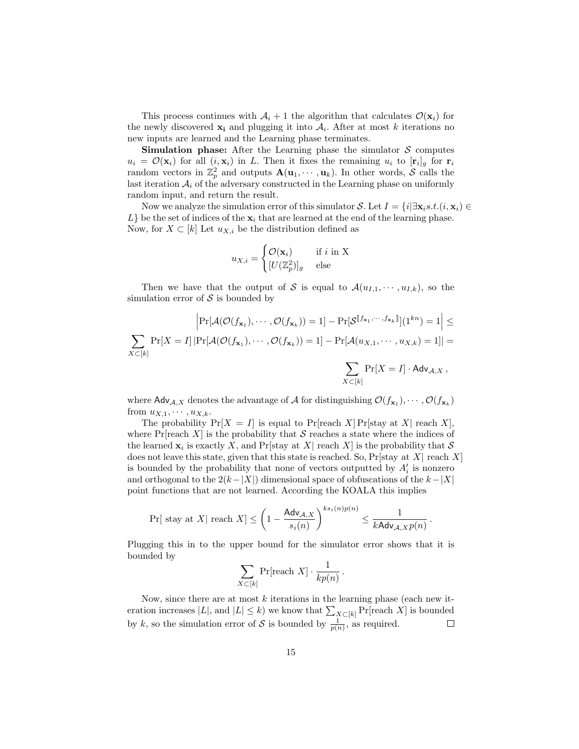This process continues with $\mathcal{A}_i + 1$ the algorithm that calculates $\mathcal{O}(\mathbf{x}_i)$ for the newly discovered $\mathbf{x_i}$ and plugging it into $\mathcal{A}_i$. After at most $k$ iterations no new inputs are learned and the Learning phase terminates.

**Simulation phase:** After the Learning phase the simulator $\mathcal{S}$ computes $u_i = \mathcal{O}(\mathbf{x}_i)$ for all $(i, \mathbf{x}_i)$ in $L$. Then it fixes the remaining $u_i$ to $[\mathbf{r}_i]_g$ for $\mathbf{r}_i$ random vectors in $\mathbb{Z}_p^2$ and outputs $\mathbf{A}(\mathbf{u}_1, \cdots, \mathbf{u}_k)$. In other words, $\mathcal{S}$ calls the last iteration $\mathcal{A}_i$ of the adversary constructed in the Learning phase on uniformly random input, and return the result.

Now we analyze the simulation error of this simulator $\mathcal{S}$. Let $I = \{i | \exists \mathbf{x}_i s.t. (i, \mathbf{x}_i) \in L\}$ be the set of indices of the $\mathbf{x}_i$ that are learned at the end of the learning phase. Now, for $X \subset [k]$ Let $u_{X,i}$ be the distribution defined as

$$u_{X,i} = \begin{cases} \mathcal{O}(\mathbf{x}_i) & \text{if } i \text{ in X} \\ [U(\mathbb{Z}_p^2)]_g & \text{else} \end{cases}$$

Then we have that the output of $\mathcal{S}$ is equal to $\mathcal{A}(u_{I,1}, \cdots, u_{I,k})$, so the simulation error of $\mathcal{S}$ is bounded by

$$\left| \Pr[\mathcal{A}(\mathcal{O}(f_{\mathbf{x}_1}), \cdots, \mathcal{O}(f_{\mathbf{x}_k})) = 1] - \Pr[\mathcal{S}^{[\![ f_{\mathbf{x}_1}, \cdots, f_{\mathbf{x}_k} ]\!]}(1^{kn}) = 1 \right| \leq$$

$$\sum_{X \subset [k]} \Pr[X = I] \left| \Pr[\mathcal{A}(\mathcal{O}(f_{\mathbf{x}_1}), \cdots, \mathcal{O}(f_{\mathbf{x}_k})) = 1] - \Pr[\mathcal{A}(u_{X,1}, \cdots, u_{X,k}) = 1] \right| =$$

$$\sum_{X \subset [k]} \Pr[X = I] \cdot \mathsf{Adv}_{\mathcal{A},X} \,,$$

where $\mathsf{Adv}_{\mathcal{A},X}$ denotes the advantage of $\mathcal{A}$ for distinguishing $\mathcal{O}(f_{\mathbf{x}_1}), \cdots, \mathcal{O}(f_{\mathbf{x}_k})$ from $u_{X,1}, \cdots, u_{X,k}$.

The probability $\Pr[X = I]$ is equal to $\Pr[\text{reach } X] \Pr[\text{stay at } X | \text{ reach } X]$, where $\Pr[\text{reach } X]$ is the probability that $\mathcal{S}$ reaches a state where the indices of the learned $\mathbf{x}_i$ is exactly $X$, and $\Pr[\text{stay at } X | \text{ reach } X]$ is the probability that $\mathcal{S}$ does not leave this state, given that this state is reached. So, $\Pr[\text{stay at } X | \text{ reach } X]$ is bounded by the probability that none of vectors outputted by $A'_i$ is nonzero and orthogonal to the $2(k - |X|)$ dimensional space of obfuscations of the $k - |X|$ point functions that are not learned. According the KOALA this implies

$$\Pr[\text{ stay at } X | \text{ reach } X] \leq \left(1 - \frac{\mathsf{Adv}_{\mathcal{A},X}}{s_i(n)}\right)^{ks_i(n)p(n)} \leq \frac{1}{k\mathsf{Adv}_{\mathcal{A},X}p(n)} \,.$$

Plugging this in to the upper bound for the simulator error shows that it is bounded by

$$\sum_{X \subset [k]} \Pr[\text{reach } X] \cdot \frac{1}{kp(n)} \,.$$

Now, since there are at most $k$ iterations in the learning phase (each new iteration increases $|L|$, and $|L| \leq k$) we know that $\sum_{X \subset [k]} \Pr[\text{reach } X]$ is bounded by $k$, so the simulation error of $\mathcal{S}$ is bounded by $\frac{1}{p(n)}$, as required. □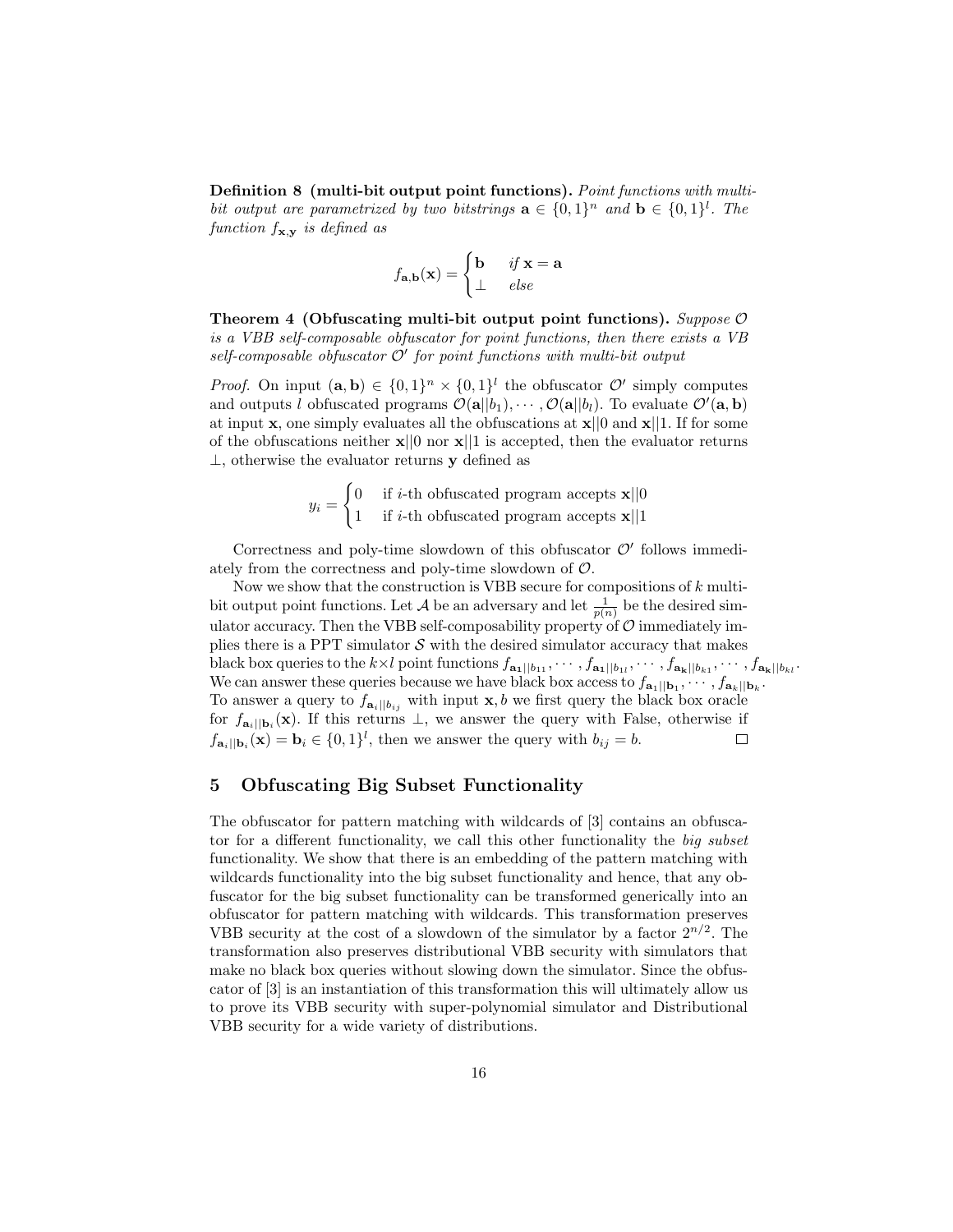**Definition 8 (multi-bit output point functions).** *Point functions with multi-bit output are parametrized by two bitstrings* $\mathbf{a} \in \{0,1\}^n$ *and* $\mathbf{b} \in \{0,1\}^l$*. The function* $f_{\mathbf{x},\mathbf{y}}$ *is defined as*

$$f_{\mathbf{a},\mathbf{b}}(\mathbf{x}) = \begin{cases} \mathbf{b} & \text{if } \mathbf{x} = \mathbf{a} \\ \bot & \text{else} \end{cases}$$

**Theorem 4 (Obfuscating multi-bit output point functions).** *Suppose* $\mathcal{O}$ *is a VBB self-composable obfuscator for point functions, then there exists a VB self-composable obfuscator* $\mathcal{O}'$ *for point functions with multi-bit output*

*Proof.* On input $(\mathbf{a}, \mathbf{b}) \in \{0,1\}^n \times \{0,1\}^l$ the obfuscator $\mathcal{O}'$ simply computes and outputs $l$ obfuscated programs $\mathcal{O}(\mathbf{a}||b_1), \cdots, \mathcal{O}(\mathbf{a}||b_l)$. To evaluate $\mathcal{O}'(\mathbf{a}, \mathbf{b})$ at input $\mathbf{x}$, one simply evaluates all the obfuscations at $\mathbf{x}||0$ and $\mathbf{x}||1$. If for some of the obfuscations neither $\mathbf{x}||0$ nor $\mathbf{x}||1$ is accepted, then the evaluator returns $\bot$, otherwise the evaluator returns $\mathbf{y}$ defined as

$$y_i = \begin{cases} 0 & \text{if } i\text{-th obfuscated program accepts } \mathbf{x}||0 \\ 1 & \text{if } i\text{-th obfuscated program accepts } \mathbf{x}||1 \end{cases}$$

Correctness and poly-time slowdown of this obfuscator $\mathcal{O}'$ follows immediately from the correctness and poly-time slowdown of $\mathcal{O}$.

Now we show that the construction is VBB secure for compositions of $k$ multi-bit output point functions. Let $\mathcal{A}$ be an adversary and let $\frac{1}{p(n)}$ be the desired simulator accuracy. Then the VBB self-composability property of $\mathcal{O}$ immediately implies there is a PPT simulator $\mathcal{S}$ with the desired simulator accuracy that makes black box queries to the $k \times l$ point functions $f_{\mathbf{a_1}||b_{11}}, \cdots, f_{\mathbf{a_1}||b_{1l}}, \cdots, f_{\mathbf{a_k}||b_{k1}}, \cdots, f_{\mathbf{a_k}||b_{kl}}$. We can answer these queries because we have black box access to $f_{\mathbf{a}_1||\mathbf{b}_1}, \cdots, f_{\mathbf{a}_k||\mathbf{b}_k}$. To answer a query to $f_{\mathbf{a}_i||b_{ij}}$ with input $\mathbf{x}, b$ we first query the black box oracle for $f_{\mathbf{a}_i||\mathbf{b}_i}(\mathbf{x})$. If this returns $\bot$, we answer the query with False, otherwise if $f_{\mathbf{a}_i||\mathbf{b}_i}(\mathbf{x}) = \mathbf{b}_i \in \{0,1\}^l$, then we answer the query with $b_{ij} = b$. $\square$

## 5 Obfuscating Big Subset Functionality

The obfuscator for pattern matching with wildcards of [3] contains an obfuscator for a different functionality, we call this other functionality the *big subset* functionality. We show that there is an embedding of the pattern matching with wildcards functionality into the big subset functionality and hence, that any obfuscator for the big subset functionality can be transformed generically into an obfuscator for pattern matching with wildcards. This transformation preserves VBB security at the cost of a slowdown of the simulator by a factor $2^{n/2}$. The transformation also preserves distributional VBB security with simulators that make no black box queries without slowing down the simulator. Since the obfuscator of [3] is an instantiation of this transformation this will ultimately allow us to prove its VBB security with super-polynomial simulator and Distributional VBB security for a wide variety of distributions.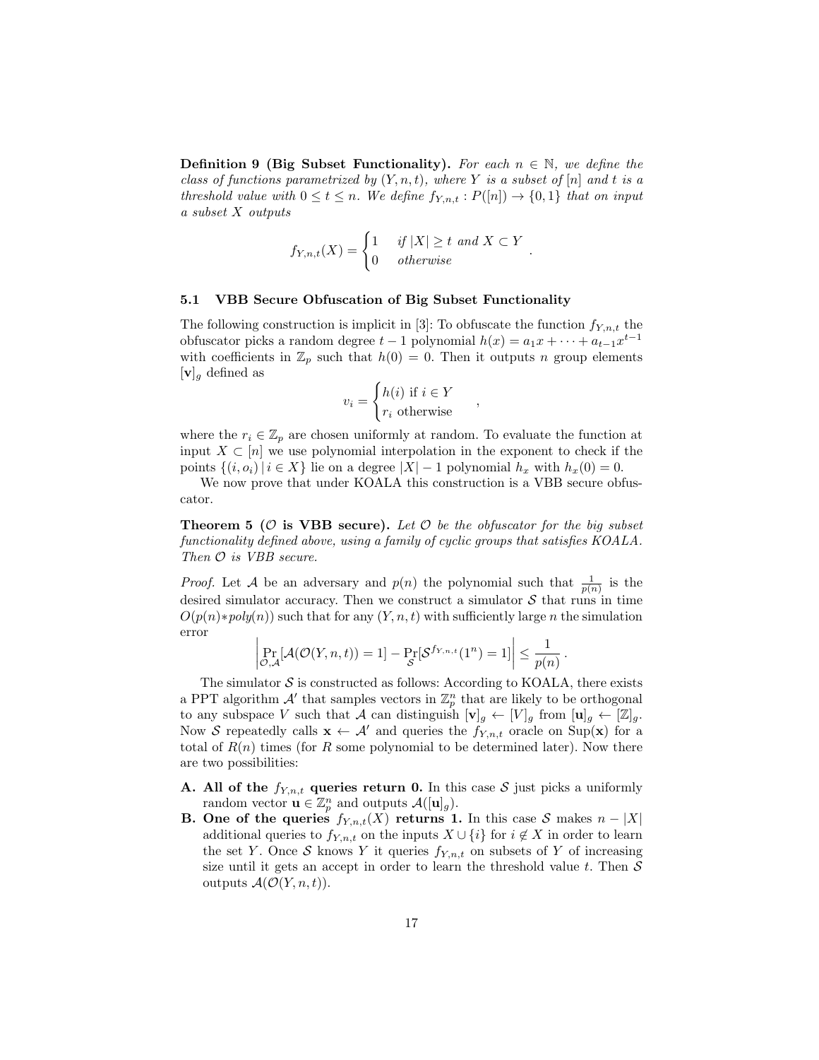**Definition 9 (Big Subset Functionality).** *For each $n \in \mathbb{N}$, we define the class of functions parametrized by $(Y, n, t)$, where $Y$ is a subset of $[n]$ and $t$ is a threshold value with $0 \leq t \leq n$. We define $f_{Y,n,t} : P([n]) \to \{0, 1\}$ that on input a subset $X$ outputs*

$$f_{Y,n,t}(X) = \begin{cases} 1 & \text{if } |X| \geq t \text{ and } X \subset Y \\ 0 & \text{otherwise} \end{cases} .$$

### 5.1 VBB Secure Obfuscation of Big Subset Functionality

The following construction is implicit in [3]: To obfuscate the function $f_{Y,n,t}$ the obfuscator picks a random degree $t-1$ polynomial $h(x) = a_1 x + \cdots + a_{t-1} x^{t-1}$ with coefficients in $\mathbb{Z}_p$ such that $h(0) = 0$. Then it outputs $n$ group elements $[\mathbf{v}]_g$ defined as

$$v_i = \begin{cases} h(i) \text{ if } i \in Y \\ r_i \text{ otherwise} \end{cases} ,$$

where the $r_i \in \mathbb{Z}_p$ are chosen uniformly at random. To evaluate the function at input $X \subset [n]$ we use polynomial interpolation in the exponent to check if the points $\{(i, o_i) \,|\, i \in X\}$ lie on a degree $|X| - 1$ polynomial $h_x$ with $h_x(0) = 0$.

We now prove that under KOALA this construction is a VBB secure obfuscator.

**Theorem 5 ($\mathcal{O}$ is VBB secure).** *Let $\mathcal{O}$ be the obfuscator for the big subset functionality defined above, using a family of cyclic groups that satisfies KOALA. Then $\mathcal{O}$ is VBB secure.*

*Proof.* Let $\mathcal{A}$ be an adversary and $p(n)$ the polynomial such that $\frac{1}{p(n)}$ is the desired simulator accuracy. Then we construct a simulator $\mathcal{S}$ that runs in time $O(p(n) * poly(n))$ such that for any $(Y, n, t)$ with sufficiently large $n$ the simulation error

$$\left| \Pr_{\mathcal{O},\mathcal{A}}[\mathcal{A}(\mathcal{O}(Y, n, t)) = 1] - \Pr_{\mathcal{S}}[\mathcal{S}^{f_{Y,n,t}}(1^n) = 1] \right| \leq \frac{1}{p(n)} .$$

The simulator $\mathcal{S}$ is constructed as follows: According to KOALA, there exists a PPT algorithm $\mathcal{A}'$ that samples vectors in $\mathbb{Z}_p^n$ that are likely to be orthogonal to any subspace $V$ such that $\mathcal{A}$ can distinguish $[\mathbf{v}]_g \leftarrow [V]_g$ from $[\mathbf{u}]_g \leftarrow [\mathbb{Z}]_g$. Now $\mathcal{S}$ repeatedly calls $\mathbf{x} \leftarrow \mathcal{A}'$ and queries the $f_{Y,n,t}$ oracle on $\text{Sup}(\mathbf{x})$ for a total of $R(n)$ times (for $R$ some polynomial to be determined later). Now there are two possibilities:

- **A. All of the $f_{Y,n,t}$ queries return 0.** In this case $\mathcal{S}$ just picks a uniformly random vector $\mathbf{u} \in \mathbb{Z}_p^n$ and outputs $\mathcal{A}([\mathbf{u}]_g)$.
- **B. One of the queries $f_{Y,n,t}(X)$ returns 1.** In this case $\mathcal{S}$ makes $n - |X|$ additional queries to $f_{Y,n,t}$ on the inputs $X \cup \{i\}$ for $i \notin X$ in order to learn the set $Y$. Once $\mathcal{S}$ knows $Y$ it queries $f_{Y,n,t}$ on subsets of $Y$ of increasing size until it gets an accept in order to learn the threshold value $t$. Then $\mathcal{S}$ outputs $\mathcal{A}(\mathcal{O}(Y, n, t))$.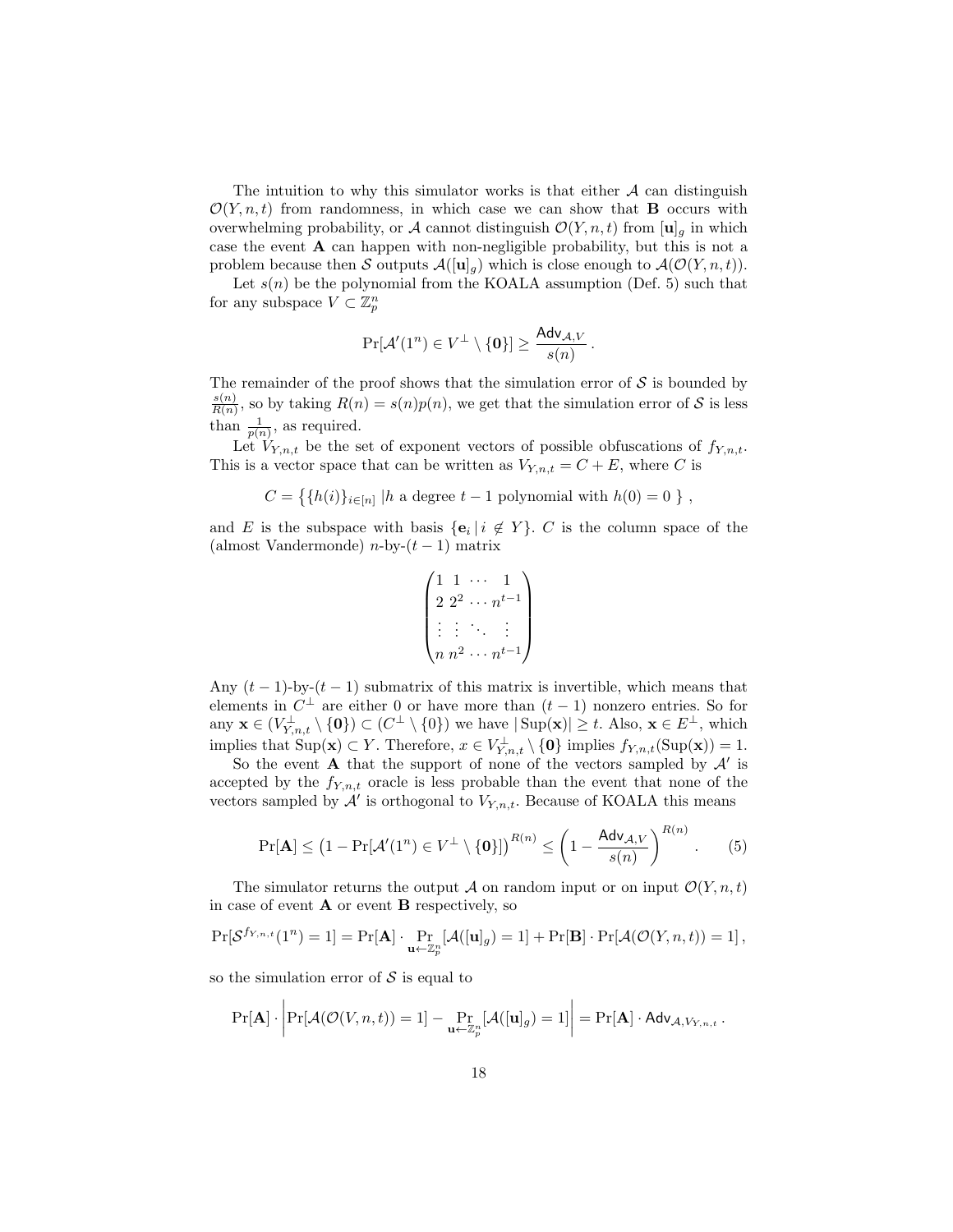The intuition to why this simulator works is that either $\mathcal{A}$ can distinguish $\mathcal{O}(Y, n, t)$ from randomness, in which case we can show that **B** occurs with overwhelming probability, or $\mathcal{A}$ cannot distinguish $\mathcal{O}(Y, n, t)$ from $[\mathbf{u}]_g$ in which case the event **A** can happen with non-negligible probability, but this is not a problem because then $\mathcal{S}$ outputs $\mathcal{A}([\mathbf{u}]_g)$ which is close enough to $\mathcal{A}(\mathcal{O}(Y, n, t))$.

Let $s(n)$ be the polynomial from the KOALA assumption (Def. 5) such that for any subspace $V \subset \mathbb{Z}_p^n$

$$\Pr[\mathcal{A}'(1^n) \in V^\perp \setminus \{\mathbf{0}\}] \geq \frac{\mathsf{Adv}_{\mathcal{A},V}}{s(n)} .$$

The remainder of the proof shows that the simulation error of $\mathcal{S}$ is bounded by $\frac{s(n)}{R(n)}$, so by taking $R(n) = s(n)p(n)$, we get that the simulation error of $\mathcal{S}$ is less than $\frac{1}{p(n)}$, as required.

Let $V_{Y,n,t}$ be the set of exponent vectors of possible obfuscations of $f_{Y,n,t}$. This is a vector space that can be written as $V_{Y,n,t} = C + E$, where $C$ is

$$C = \left\{ \{h(i)\}_{i \in [n]} \;|h \text{ a degree } t-1 \text{ polynomial with } h(0) = 0 \right\} ,$$

and $E$ is the subspace with basis $\{\mathbf{e}_i \,|\, i \notin Y\}$. $C$ is the column space of the (almost Vandermonde) $n$-by-$(t-1)$ matrix

$$\begin{pmatrix} 1 & 1 & \cdots & 1 \\ 2 & 2^2 & \cdots & n^{t-1} \\ \vdots & \vdots & \ddots & \vdots \\ n & n^2 & \cdots & n^{t-1} \end{pmatrix}$$

Any $(t-1)$-by-$(t-1)$ submatrix of this matrix is invertible, which means that elements in $C^\perp$ are either 0 or have more than $(t-1)$ nonzero entries. So for any $\mathbf{x} \in (V_{Y,n,t}^\perp \setminus \{\mathbf{0}\}) \subset (C^\perp \setminus \{0\})$ we have $|\operatorname{Sup}(\mathbf{x})| \geq t$. Also, $\mathbf{x} \in E^\perp$, which implies that $\operatorname{Sup}(\mathbf{x}) \subset Y$. Therefore, $x \in V_{Y,n,t}^\perp \setminus \{\mathbf{0}\}$ implies $f_{Y,n,t}(\operatorname{Sup}(\mathbf{x})) = 1$.

So the event **A** that the support of none of the vectors sampled by $\mathcal{A}'$ is accepted by the $f_{Y,n,t}$ oracle is less probable than the event that none of the vectors sampled by $\mathcal{A}'$ is orthogonal to $V_{Y,n,t}$. Because of KOALA this means

$$\Pr[\mathbf{A}] \leq \left(1 - \Pr[\mathcal{A}'(1^n) \in V^\perp \setminus \{\mathbf{0}\}]\right)^{R(n)} \leq \left(1 - \frac{\mathsf{Adv}_{\mathcal{A},V}}{s(n)}\right)^{R(n)} . \tag{5}$$

The simulator returns the output $\mathcal{A}$ on random input or on input $\mathcal{O}(Y, n, t)$ in case of event **A** or event **B** respectively, so

$$\Pr[\mathcal{S}^{f_{Y,n,t}}(1^n) = 1] = \Pr[\mathbf{A}] \cdot \Pr_{\mathbf{u} \leftarrow \mathbb{Z}_p^n}[\mathcal{A}([\mathbf{u}]_g) = 1] + \Pr[\mathbf{B}] \cdot \Pr[\mathcal{A}(\mathcal{O}(Y, n, t)) = 1] ,$$

so the simulation error of $\mathcal{S}$ is equal to

$$\Pr[\mathbf{A}] \cdot \left| \Pr[\mathcal{A}(\mathcal{O}(V, n, t)) = 1] - \Pr_{\mathbf{u} \leftarrow \mathbb{Z}_p^n}[\mathcal{A}([\mathbf{u}]_g) = 1] \right| = \Pr[\mathbf{A}] \cdot \mathsf{Adv}_{\mathcal{A},V_{Y,n,t}} .$$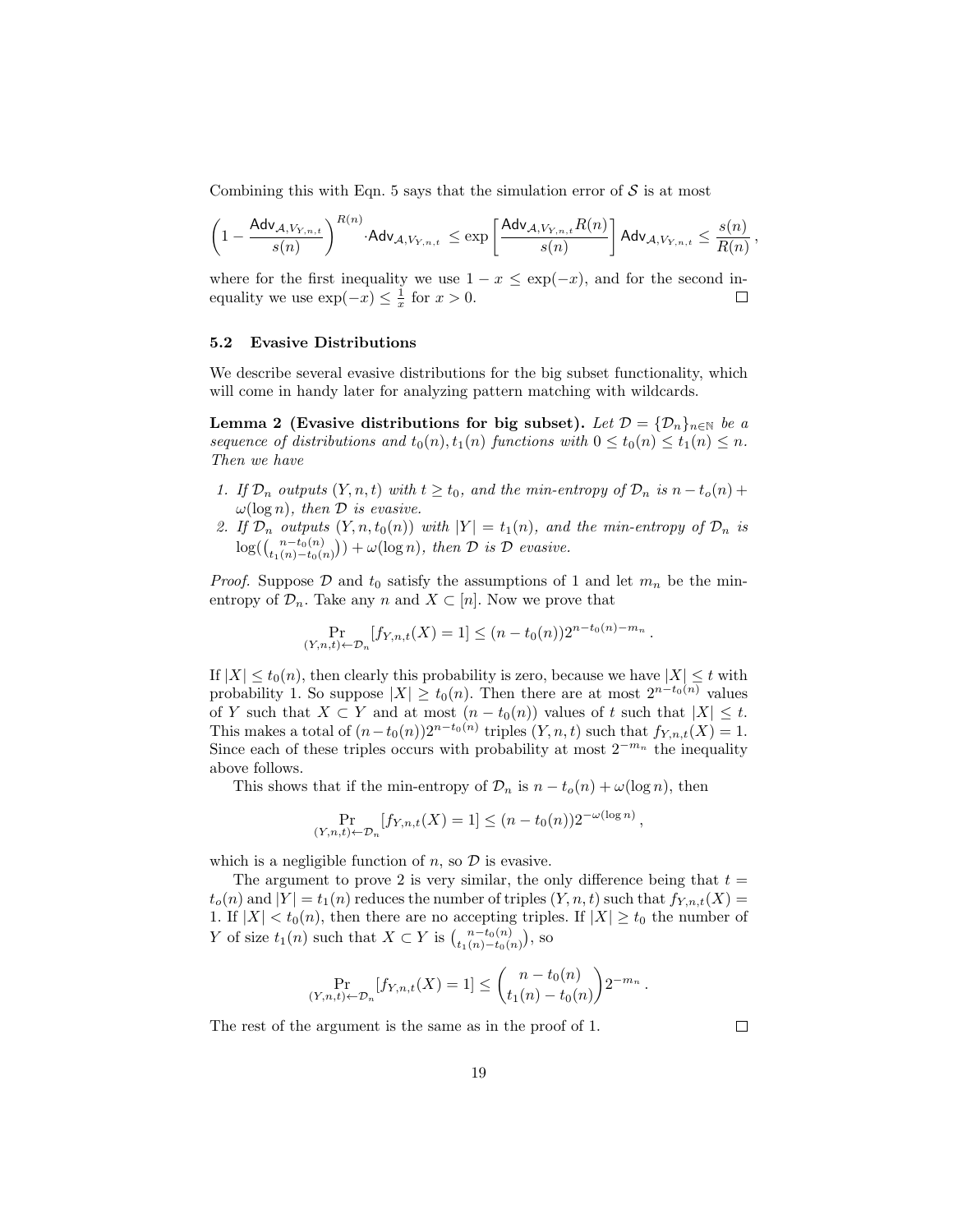Combining this with Eqn. 5 says that the simulation error of $\mathcal{S}$ is at most

$$\left(1 - \frac{\mathsf{Adv}_{\mathcal{A},V_{Y,n,t}}}{s(n)}\right)^{R(n)} \cdot \mathsf{Adv}_{\mathcal{A},V_{Y,n,t}} \leq \exp\left[\frac{\mathsf{Adv}_{\mathcal{A},V_{Y,n,t}} R(n)}{s(n)}\right] \mathsf{Adv}_{\mathcal{A},V_{Y,n,t}} \leq \frac{s(n)}{R(n)},$$

where for the first inequality we use $1 - x \leq \exp(-x)$, and for the second inequality we use $\exp(-x) \leq \frac{1}{x}$ for $x > 0$. □

### 5.2 Evasive Distributions

We describe several evasive distributions for the big subset functionality, which will come in handy later for analyzing pattern matching with wildcards.

**Lemma 2 (Evasive distributions for big subset).** *Let $\mathcal{D} = \{\mathcal{D}_n\}_{n\in\mathbb{N}}$ be a sequence of distributions and $t_0(n), t_1(n)$ functions with $0 \leq t_0(n) \leq t_1(n) \leq n$. Then we have*

1. *If $\mathcal{D}_n$ outputs $(Y, n, t)$ with $t \geq t_0$, and the min-entropy of $\mathcal{D}_n$ is $n - t_o(n) + \omega(\log n)$, then $\mathcal{D}$ is evasive.*
2. *If $\mathcal{D}_n$ outputs $(Y, n, t_0(n))$ with $|Y| = t_1(n)$, and the min-entropy of $\mathcal{D}_n$ is $\log(\binom{n-t_0(n)}{t_1(n)-t_0(n)}) + \omega(\log n)$, then $\mathcal{D}$ is $\mathcal{D}$ evasive.*

*Proof.* Suppose $\mathcal{D}$ and $t_0$ satisfy the assumptions of 1 and let $m_n$ be the min-entropy of $\mathcal{D}_n$. Take any $n$ and $X \subset [n]$. Now we prove that

$$\Pr_{(Y,n,t)\leftarrow\mathcal{D}_n}[f_{Y,n,t}(X) = 1] \leq (n - t_0(n))2^{n-t_0(n)-m_n}.$$

If $|X| \leq t_0(n)$, then clearly this probability is zero, because we have $|X| \leq t$ with probability 1. So suppose $|X| \geq t_0(n)$. Then there are at most $2^{n-t_0(n)}$ values of $Y$ such that $X \subset Y$ and at most $(n - t_0(n))$ values of $t$ such that $|X| \leq t$. This makes a total of $(n - t_0(n))2^{n-t_0(n)}$ triples $(Y, n, t)$ such that $f_{Y,n,t}(X) = 1$. Since each of these triples occurs with probability at most $2^{-m_n}$ the inequality above follows.

This shows that if the min-entropy of $\mathcal{D}_n$ is $n - t_o(n) + \omega(\log n)$, then

$$\Pr_{(Y,n,t)\leftarrow\mathcal{D}_n}[f_{Y,n,t}(X) = 1] \leq (n - t_0(n))2^{-\omega(\log n)},$$

which is a negligible function of $n$, so $\mathcal{D}$ is evasive.

The argument to prove 2 is very similar, the only difference being that $t = t_o(n)$ and $|Y| = t_1(n)$ reduces the number of triples $(Y, n, t)$ such that $f_{Y,n,t}(X) = 1$. If $|X| < t_0(n)$, then there are no accepting triples. If $|X| \geq t_0$ the number of $Y$ of size $t_1(n)$ such that $X \subset Y$ is $\binom{n-t_0(n)}{t_1(n)-t_0(n)}$, so

$$\Pr_{(Y,n,t)\leftarrow\mathcal{D}_n}[f_{Y,n,t}(X) = 1] \leq \binom{n - t_0(n)}{t_1(n) - t_0(n)} 2^{-m_n}.$$

The rest of the argument is the same as in the proof of 1. □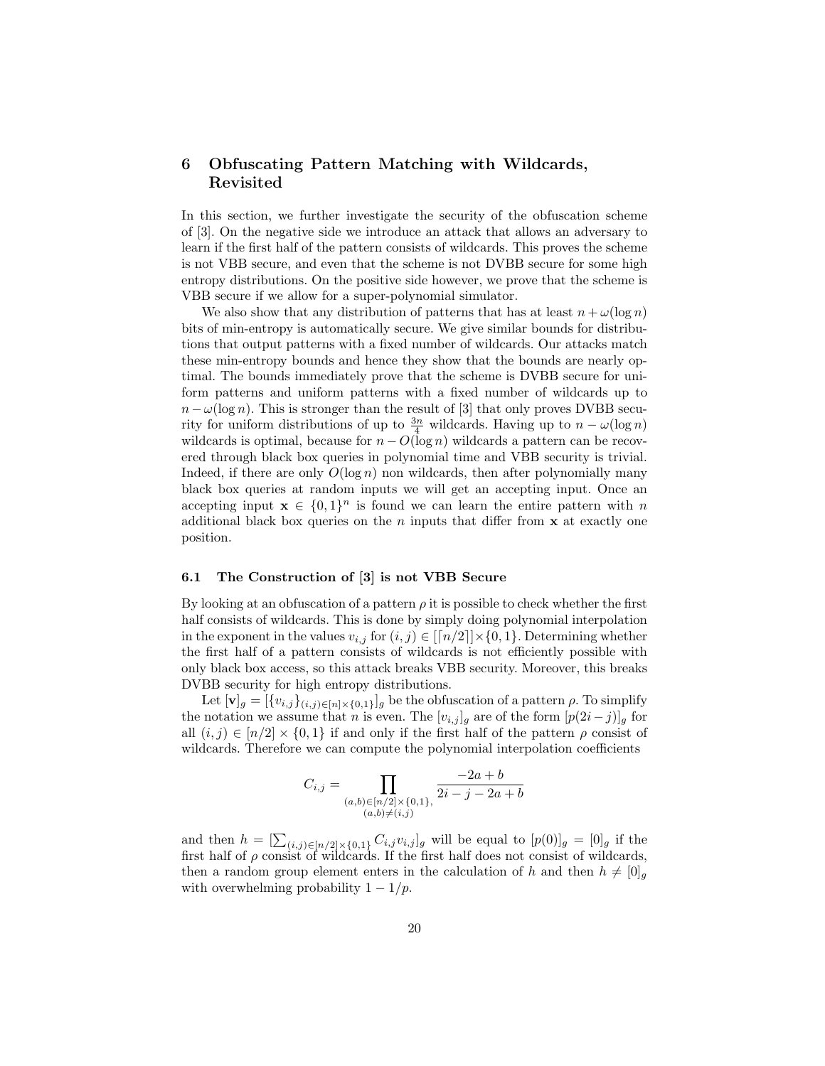## 6 Obfuscating Pattern Matching with Wildcards, Revisited

In this section, we further investigate the security of the obfuscation scheme of [3]. On the negative side we introduce an attack that allows an adversary to learn if the first half of the pattern consists of wildcards. This proves the scheme is not VBB secure, and even that the scheme is not DVBB secure for some high entropy distributions. On the positive side however, we prove that the scheme is VBB secure if we allow for a super-polynomial simulator.

We also show that any distribution of patterns that has at least $n + \omega(\log n)$ bits of min-entropy is automatically secure. We give similar bounds for distributions that output patterns with a fixed number of wildcards. Our attacks match these min-entropy bounds and hence they show that the bounds are nearly optimal. The bounds immediately prove that the scheme is DVBB secure for uniform patterns and uniform patterns with a fixed number of wildcards up to $n - \omega(\log n)$. This is stronger than the result of [3] that only proves DVBB security for uniform distributions of up to $\frac{3n}{4}$ wildcards. Having up to $n - \omega(\log n)$ wildcards is optimal, because for $n - O(\log n)$ wildcards a pattern can be recovered through black box queries in polynomial time and VBB security is trivial. Indeed, if there are only $O(\log n)$ non wildcards, then after polynomially many black box queries at random inputs we will get an accepting input. Once an accepting input $\mathbf{x} \in \{0,1\}^n$ is found we can learn the entire pattern with $n$ additional black box queries on the $n$ inputs that differ from $\mathbf{x}$ at exactly one position.

### 6.1 The Construction of [3] is not VBB Secure

By looking at an obfuscation of a pattern $\rho$ it is possible to check whether the first half consists of wildcards. This is done by simply doing polynomial interpolation in the exponent in the values $v_{i,j}$ for $(i,j) \in [\lceil n/2 \rceil] \times \{0,1\}$. Determining whether the first half of a pattern consists of wildcards is not efficiently possible with only black box access, so this attack breaks VBB security. Moreover, this breaks DVBB security for high entropy distributions.

Let $[\mathbf{v}]_g = [\{v_{i,j}\}_{(i,j)\in[n]\times\{0,1\}}]_g$ be the obfuscation of a pattern $\rho$. To simplify the notation we assume that $n$ is even. The $[v_{i,j}]_g$ are of the form $[p(2i-j)]_g$ for all $(i,j) \in [n/2] \times \{0,1\}$ if and only if the first half of the pattern $\rho$ consist of wildcards. Therefore we can compute the polynomial interpolation coefficients

$$C_{i,j} = \prod_{\substack{(a,b)\in[n/2]\times\{0,1\},\\(a,b)\neq(i,j)}} \frac{-2a+b}{2i-j-2a+b}$$

and then $h = [\sum_{(i,j)\in[n/2]\times\{0,1\}} C_{i,j} v_{i,j}]_g$ will be equal to $[p(0)]_g = [0]_g$ if the first half of $\rho$ consist of wildcards. If the first half does not consist of wildcards, then a random group element enters in the calculation of $h$ and then $h \neq [0]_g$ with overwhelming probability $1 - 1/p$.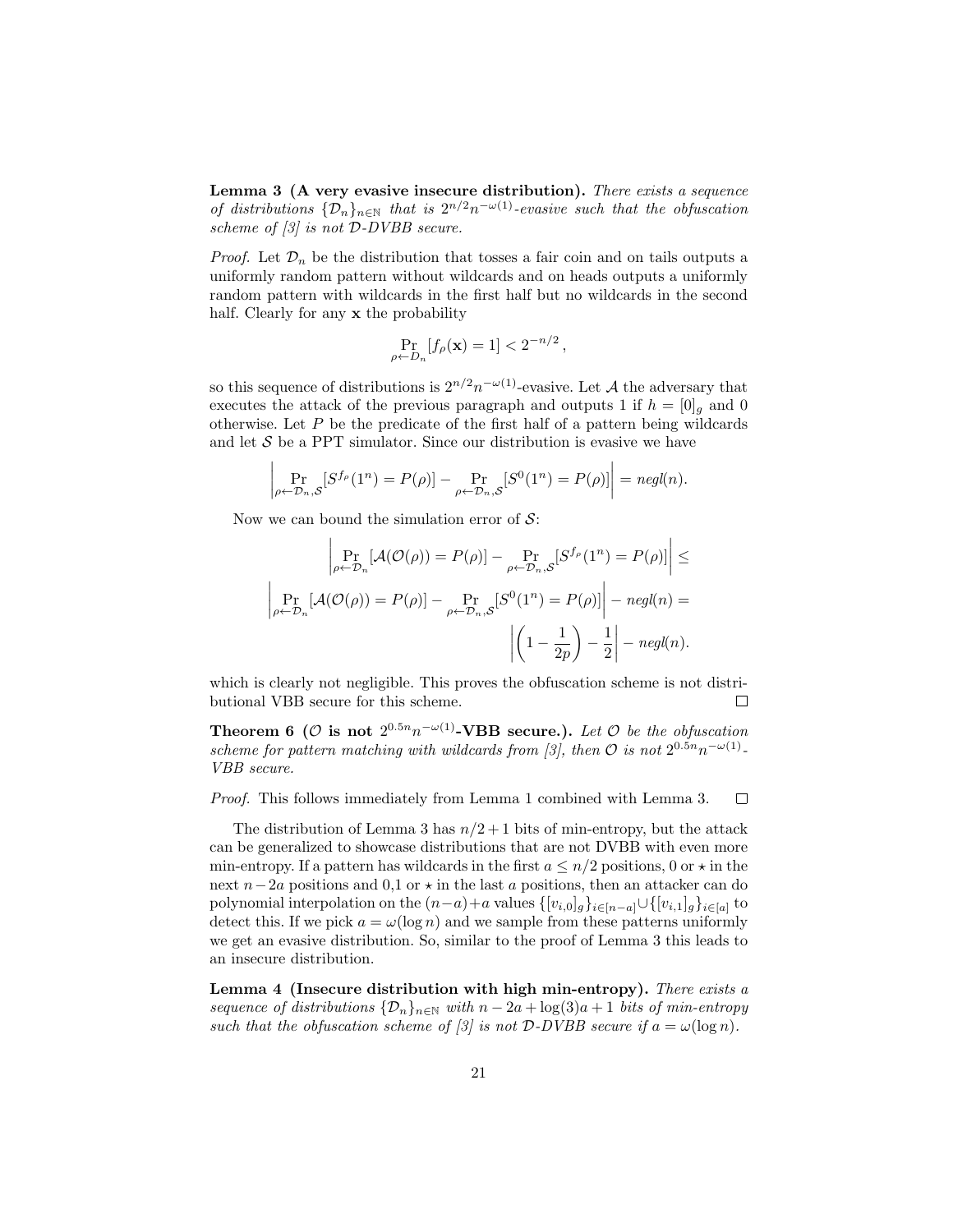**Lemma 3 (A very evasive insecure distribution).** *There exists a sequence of distributions $\{\mathcal{D}_n\}_{n\in\mathbb{N}}$ that is $2^{n/2}n^{-\omega(1)}$-evasive such that the obfuscation scheme of [3] is not $\mathcal{D}$-DVBB secure.*

*Proof.* Let $\mathcal{D}_n$ be the distribution that tosses a fair coin and on tails outputs a uniformly random pattern without wildcards and on heads outputs a uniformly random pattern with wildcards in the first half but no wildcards in the second half. Clearly for any $\mathbf{x}$ the probability

$$\Pr_{\rho\leftarrow D_n}[f_\rho(\mathbf{x}) = 1] < 2^{-n/2}\,,$$

so this sequence of distributions is $2^{n/2}n^{-\omega(1)}$-evasive. Let $\mathcal{A}$ the adversary that executes the attack of the previous paragraph and outputs 1 if $h = [0]_g$ and 0 otherwise. Let $P$ be the predicate of the first half of a pattern being wildcards and let $\mathcal{S}$ be a PPT simulator. Since our distribution is evasive we have

$$\left|\Pr_{\rho\leftarrow\mathcal{D}_n,\mathcal{S}}[S^{f_\rho}(1^n) = P(\rho)] - \Pr_{\rho\leftarrow\mathcal{D}_n,\mathcal{S}}[S^0(1^n) = P(\rho)]\right| = negl(n).$$

Now we can bound the simulation error of $\mathcal{S}$:

$$\left|\Pr_{\rho\leftarrow\mathcal{D}_n}[\mathcal{A}(\mathcal{O}(\rho)) = P(\rho)] - \Pr_{\rho\leftarrow\mathcal{D}_n,\mathcal{S}}[S^{f_\rho}(1^n) = P(\rho)]\right| \leq$$

$$\left|\Pr_{\rho\leftarrow\mathcal{D}_n}[\mathcal{A}(\mathcal{O}(\rho)) = P(\rho)] - \Pr_{\rho\leftarrow\mathcal{D}_n,\mathcal{S}}[S^0(1^n) = P(\rho)]\right| - negl(n) =$$

$$\left|\left(1-\frac{1}{2p}\right) - \frac{1}{2}\right| - negl(n).$$

which is clearly not negligible. This proves the obfuscation scheme is not distributional VBB secure for this scheme. □

**Theorem 6 ($\mathcal{O}$ is not $2^{0.5n}n^{-\omega(1)}$-VBB secure.).** *Let $\mathcal{O}$ be the obfuscation scheme for pattern matching with wildcards from [3], then $\mathcal{O}$ is not $2^{0.5n}n^{-\omega(1)}$-VBB secure.*

*Proof.* This follows immediately from Lemma 1 combined with Lemma 3. □

The distribution of Lemma 3 has $n/2+1$ bits of min-entropy, but the attack can be generalized to showcase distributions that are not DVBB with even more min-entropy. If a pattern has wildcards in the first $a \leq n/2$ positions, 0 or $\star$ in the next $n-2a$ positions and 0,1 or $\star$ in the last $a$ positions, then an attacker can do polynomial interpolation on the $(n-a)+a$ values $\{[v_{i,0}]_g\}_{i\in[n-a]}\cup\{[v_{i,1}]_g\}_{i\in[a]}$ to detect this. If we pick $a = \omega(\log n)$ and we sample from these patterns uniformly we get an evasive distribution. So, similar to the proof of Lemma 3 this leads to an insecure distribution.

**Lemma 4 (Insecure distribution with high min-entropy).** *There exists a sequence of distributions $\{\mathcal{D}_n\}_{n\in\mathbb{N}}$ with $n-2a+\log(3)a+1$ bits of min-entropy such that the obfuscation scheme of [3] is not $\mathcal{D}$-DVBB secure if $a = \omega(\log n)$.*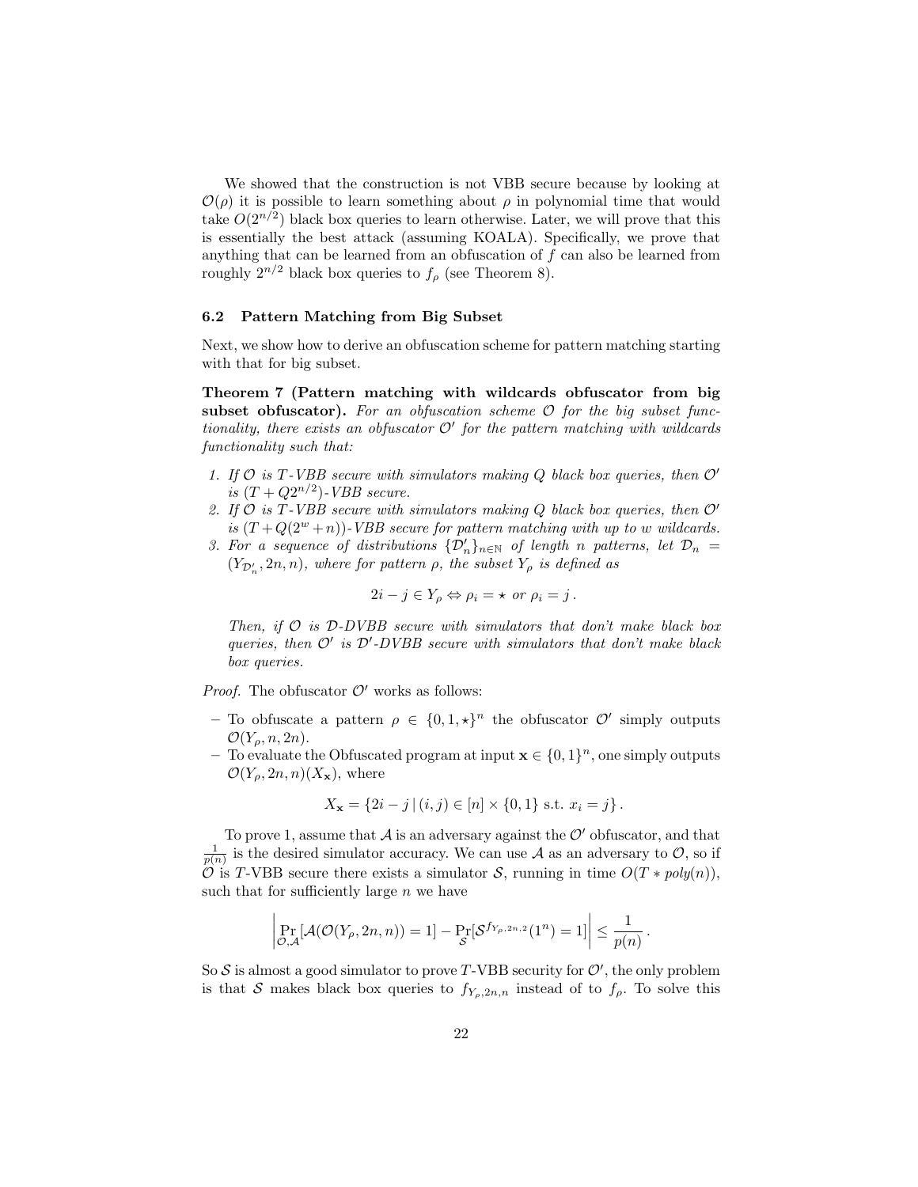We showed that the construction is not VBB secure because by looking at $\mathcal{O}(\rho)$ it is possible to learn something about $\rho$ in polynomial time that would take $O(2^{n/2})$ black box queries to learn otherwise. Later, we will prove that this is essentially the best attack (assuming KOALA). Specifically, we prove that anything that can be learned from an obfuscation of $f$ can also be learned from roughly $2^{n/2}$ black box queries to $f_\rho$ (see Theorem 8).

### 6.2 Pattern Matching from Big Subset

Next, we show how to derive an obfuscation scheme for pattern matching starting with that for big subset.

**Theorem 7 (Pattern matching with wildcards obfuscator from big subset obfuscator).** *For an obfuscation scheme $\mathcal{O}$ for the big subset functionality, there exists an obfuscator $\mathcal{O}'$ for the pattern matching with wildcards functionality such that:*

1. *If $\mathcal{O}$ is $T$-VBB secure with simulators making $Q$ black box queries, then $\mathcal{O}'$ is $(T + Q2^{n/2})$-VBB secure.*
2. *If $\mathcal{O}$ is $T$-VBB secure with simulators making $Q$ black box queries, then $\mathcal{O}'$ is $(T + Q(2^w + n))$-VBB secure for pattern matching with up to $w$ wildcards.*
3. *For a sequence of distributions $\{\mathcal{D}'_n\}_{n\in\mathbb{N}}$ of length $n$ patterns, let $\mathcal{D}_n = (Y_{\mathcal{D}'_n}, 2n, n)$, where for pattern $\rho$, the subset $Y_\rho$ is defined as*

$$2i - j \in Y_\rho \Leftrightarrow \rho_i = \star \text{ or } \rho_i = j\,.$$

   *Then, if $\mathcal{O}$ is $\mathcal{D}$-DVBB secure with simulators that don't make black box queries, then $\mathcal{O}'$ is $\mathcal{D}'$-DVBB secure with simulators that don't make black box queries.*

*Proof.* The obfuscator $\mathcal{O}'$ works as follows:

- To obfuscate a pattern $\rho \in \{0, 1, \star\}^n$ the obfuscator $\mathcal{O}'$ simply outputs $\mathcal{O}(Y_\rho, n, 2n)$.
- To evaluate the Obfuscated program at input $\mathbf{x} \in \{0,1\}^n$, one simply outputs $\mathcal{O}(Y_\rho, 2n, n)(X_\mathbf{x})$, where

$$X_\mathbf{x} = \{2i - j \,|\, (i, j) \in [n] \times \{0, 1\} \text{ s.t. } x_i = j\}\,.$$

To prove 1, assume that $\mathcal{A}$ is an adversary against the $\mathcal{O}'$ obfuscator, and that $\frac{1}{p(n)}$ is the desired simulator accuracy. We can use $\mathcal{A}$ as an adversary to $\mathcal{O}$, so if $\mathcal{O}$ is $T$-VBB secure there exists a simulator $\mathcal{S}$, running in time $O(T * poly(n))$, such that for sufficiently large $n$ we have

$$\left| \Pr_{\mathcal{O},\mathcal{A}}[\mathcal{A}(\mathcal{O}(Y_\rho, 2n, n)) = 1] - \Pr_{\mathcal{S}}[\mathcal{S}^{f_{Y_\rho,2n,2}}(1^n) = 1] \right| \leq \frac{1}{p(n)}\,.$$

So $\mathcal{S}$ is almost a good simulator to prove $T$-VBB security for $\mathcal{O}'$, the only problem is that $\mathcal{S}$ makes black box queries to $f_{Y_\rho,2n,n}$ instead of to $f_\rho$. To solve this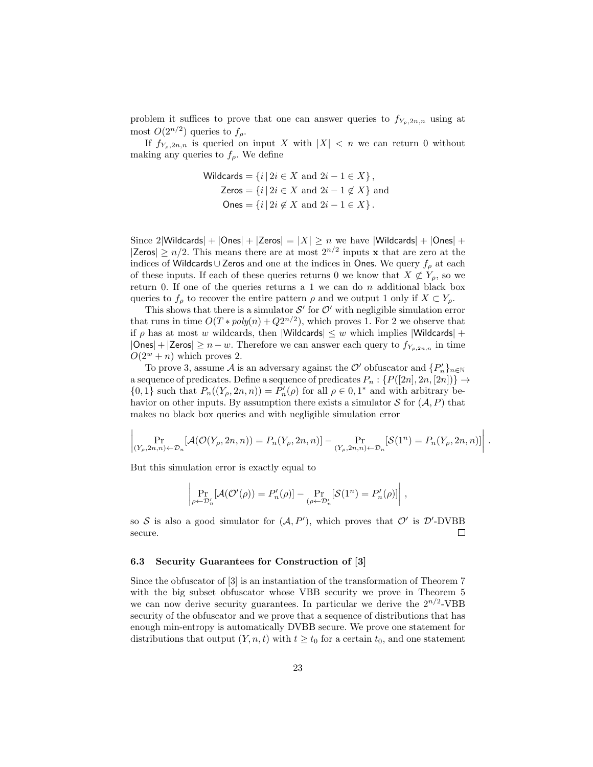problem it suffices to prove that one can answer queries to $f_{Y_\rho,2n,n}$ using at most $O(2^{n/2})$ queries to $f_\rho$.

If $f_{Y_\rho,2n,n}$ is queried on input $X$ with $|X| < n$ we can return 0 without making any queries to $f_\rho$. We define

$$\begin{aligned}
\mathsf{Wildcards} &= \{i \,|\, 2i \in X \text{ and } 2i-1 \in X\}\,, \\
\mathsf{Zeros} &= \{i \,|\, 2i \in X \text{ and } 2i-1 \notin X\} \text{ and} \\
\mathsf{Ones} &= \{i \,|\, 2i \notin X \text{ and } 2i-1 \in X\}\,.
\end{aligned}$$

Since $2|\mathsf{Wildcards}| + |\mathsf{Ones}| + |\mathsf{Zeros}| = |X| \geq n$ we have $|\mathsf{Wildcards}| + |\mathsf{Ones}| + |\mathsf{Zeros}| \geq n/2$. This means there are at most $2^{n/2}$ inputs $\mathbf{x}$ that are zero at the indices of $\mathsf{Wildcards} \cup \mathsf{Zeros}$ and one at the indices in $\mathsf{Ones}$. We query $f_\rho$ at each of these inputs. If each of these queries returns 0 we know that $X \not\subset Y_\rho$, so we return 0. If one of the queries returns a 1 we can do $n$ additional black box queries to $f_\rho$ to recover the entire pattern $\rho$ and we output 1 only if $X \subset Y_\rho$.

This shows that there is a simulator $\mathcal{S}'$ for $\mathcal{O}'$ with negligible simulation error that runs in time $O(T * poly(n) + Q2^{n/2})$, which proves 1. For 2 we observe that if $\rho$ has at most $w$ wildcards, then $|\mathsf{Wildcards}| \leq w$ which implies $|\mathsf{Wildcards}| + |\mathsf{Ones}| + |\mathsf{Zeros}| \geq n - w$. Therefore we can answer each query to $f_{Y_\rho,2n,n}$ in time $O(2^w + n)$ which proves 2.

To prove 3, assume $\mathcal{A}$ is an adversary against the $\mathcal{O}'$ obfuscator and $\{P'_n\}_{n\in\mathbb{N}}$ a sequence of predicates. Define a sequence of predicates $P_n : \{P([2n], 2n, [2n])\} \rightarrow \{0,1\}$ such that $P_n((Y_\rho, 2n, n)) = P'_n(\rho)$ for all $\rho \in 0, 1^*$ and with arbitrary behavior on other inputs. By assumption there exists a simulator $\mathcal{S}$ for $(\mathcal{A}, P)$ that makes no black box queries and with negligible simulation error

$$\left| \Pr_{(Y_\rho,2n,n)\leftarrow\mathcal{D}_n}[\mathcal{A}(\mathcal{O}(Y_\rho, 2n, n)) = P_n(Y_\rho, 2n, n)] - \Pr_{(Y_\rho,2n,n)\leftarrow\mathcal{D}_n}[\mathcal{S}(1^n) = P_n(Y_\rho, 2n, n)] \right| .$$

But this simulation error is exactly equal to

$$\left| \Pr_{\rho\leftarrow\mathcal{D}'_n}[\mathcal{A}(\mathcal{O}'(\rho)) = P'_n(\rho)] - \Pr_{(\rho\leftarrow\mathcal{D}'_n}[\mathcal{S}(1^n) = P'_n(\rho)] \right| ,$$

so $\mathcal{S}$ is also a good simulator for $(\mathcal{A}, P')$, which proves that $\mathcal{O}'$ is $\mathcal{D}'$-DVBB secure. $\square$

### 6.3 Security Guarantees for Construction of [3]

Since the obfuscator of [3] is an instantiation of the transformation of Theorem 7 with the big subset obfuscator whose VBB security we prove in Theorem 5 we can now derive security guarantees. In particular we derive the $2^{n/2}$-VBB security of the obfuscator and we prove that a sequence of distributions that has enough min-entropy is automatically DVBB secure. We prove one statement for distributions that output $(Y, n, t)$ with $t \geq t_0$ for a certain $t_0$, and one statement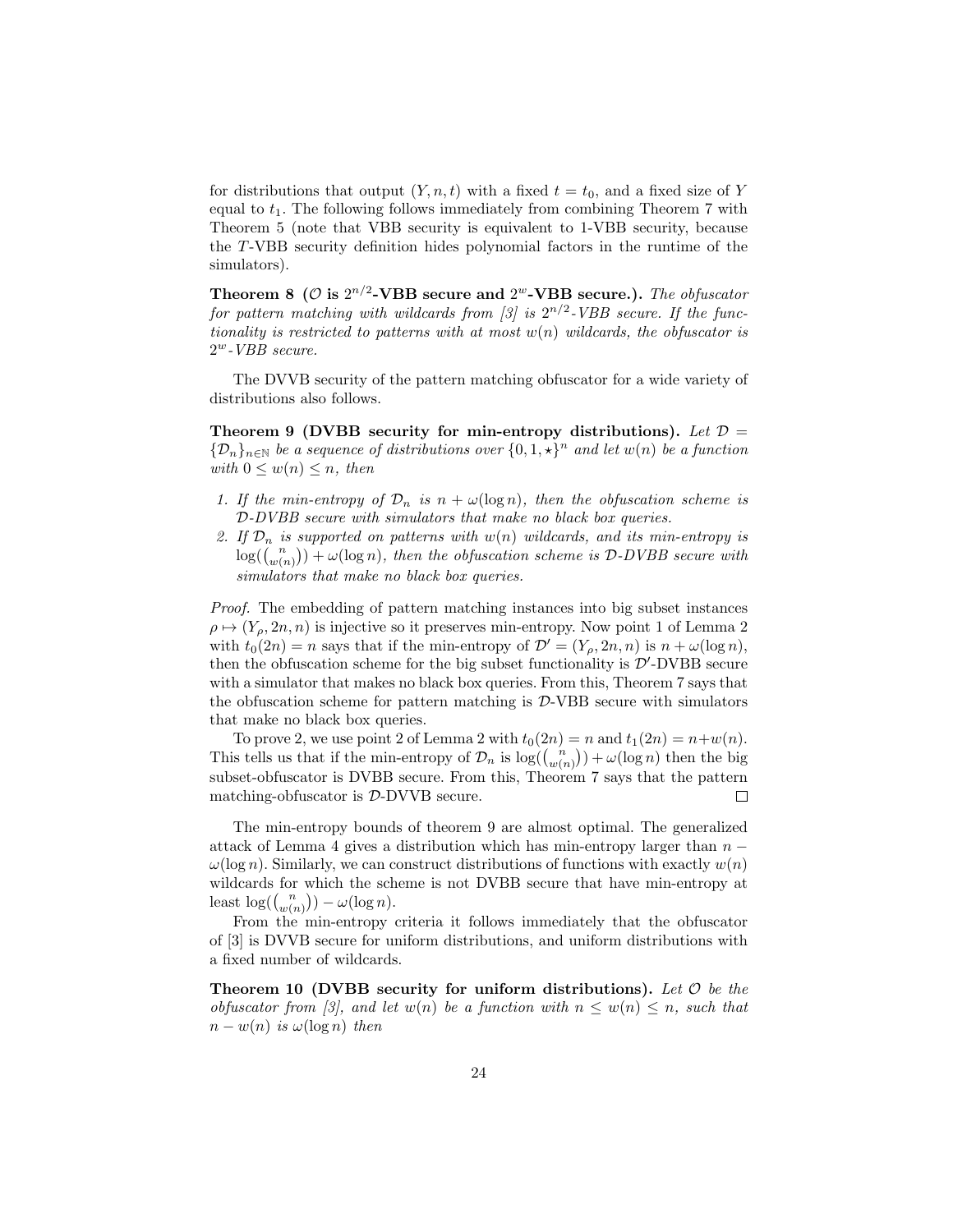for distributions that output $(Y, n, t)$ with a fixed $t = t_0$, and a fixed size of $Y$ equal to $t_1$. The following follows immediately from combining Theorem 7 with Theorem 5 (note that VBB security is equivalent to 1-VBB security, because the $T$-VBB security definition hides polynomial factors in the runtime of the simulators).

**Theorem 8 ($\mathcal{O}$ is $2^{n/2}$-VBB secure and $2^w$-VBB secure.).** *The obfuscator for pattern matching with wildcards from [3] is $2^{n/2}$-VBB secure. If the functionality is restricted to patterns with at most $w(n)$ wildcards, the obfuscator is $2^w$-VBB secure.*

The DVVB security of the pattern matching obfuscator for a wide variety of distributions also follows.

**Theorem 9 (DVBB security for min-entropy distributions).** *Let $\mathcal{D} = \{\mathcal{D}_n\}_{n\in\mathbb{N}}$ be a sequence of distributions over $\{0, 1, \star\}^n$ and let $w(n)$ be a function with $0 \leq w(n) \leq n$, then*

1. *If the min-entropy of $\mathcal{D}_n$ is $n + \omega(\log n)$, then the obfuscation scheme is $\mathcal{D}$-DVBB secure with simulators that make no black box queries.*
2. *If $\mathcal{D}_n$ is supported on patterns with $w(n)$ wildcards, and its min-entropy is $\log(\binom{n}{w(n)}) + \omega(\log n)$, then the obfuscation scheme is $\mathcal{D}$-DVBB secure with simulators that make no black box queries.*

*Proof.* The embedding of pattern matching instances into big subset instances $\rho \mapsto (Y_\rho, 2n, n)$ is injective so it preserves min-entropy. Now point 1 of Lemma 2 with $t_0(2n) = n$ says that if the min-entropy of $\mathcal{D}' = (Y_\rho, 2n, n)$ is $n + \omega(\log n)$, then the obfuscation scheme for the big subset functionality is $\mathcal{D}'$-DVBB secure with a simulator that makes no black box queries. From this, Theorem 7 says that the obfuscation scheme for pattern matching is $\mathcal{D}$-VBB secure with simulators that make no black box queries.

To prove 2, we use point 2 of Lemma 2 with $t_0(2n) = n$ and $t_1(2n) = n+w(n)$. This tells us that if the min-entropy of $\mathcal{D}_n$ is $\log(\binom{n}{w(n)}) + \omega(\log n)$ then the big subset-obfuscator is DVBB secure. From this, Theorem 7 says that the pattern matching-obfuscator is $\mathcal{D}$-DVVB secure. $\square$

The min-entropy bounds of theorem 9 are almost optimal. The generalized attack of Lemma 4 gives a distribution which has min-entropy larger than $n - \omega(\log n)$. Similarly, we can construct distributions of functions with exactly $w(n)$ wildcards for which the scheme is not DVBB secure that have min-entropy at least $\log(\binom{n}{w(n)}) - \omega(\log n)$.

From the min-entropy criteria it follows immediately that the obfuscator of [3] is DVVB secure for uniform distributions, and uniform distributions with a fixed number of wildcards.

**Theorem 10 (DVBB security for uniform distributions).** *Let $\mathcal{O}$ be the obfuscator from [3], and let $w(n)$ be a function with $n \leq w(n) \leq n$, such that $n - w(n)$ is $\omega(\log n)$ then*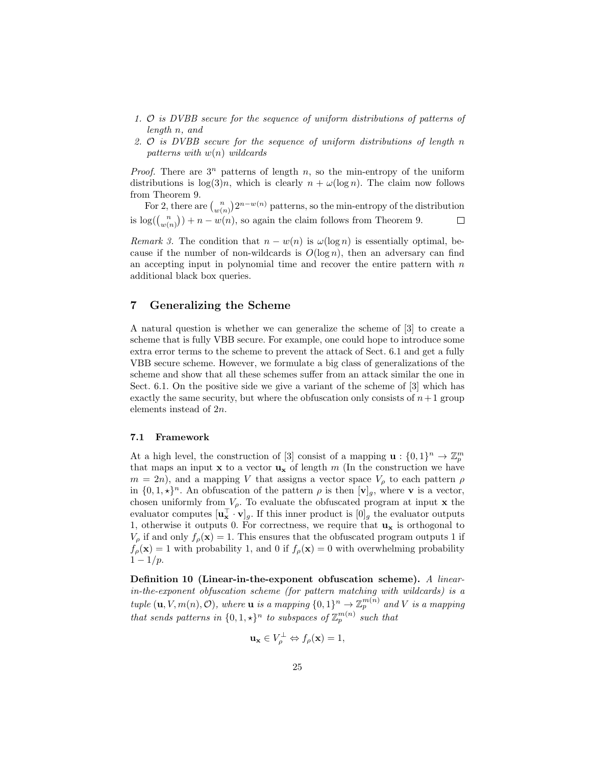1. $\mathcal{O}$ *is DVBB secure for the sequence of uniform distributions of patterns of length $n$, and*
2. $\mathcal{O}$ *is DVBB secure for the sequence of uniform distributions of length $n$ patterns with $w(n)$ wildcards*

*Proof.* There are $3^n$ patterns of length $n$, so the min-entropy of the uniform distributions is $\log(3)n$, which is clearly $n + \omega(\log n)$. The claim now follows from Theorem 9.

For 2, there are $\binom{n}{w(n)}2^{n-w(n)}$ patterns, so the min-entropy of the distribution is $\log(\binom{n}{w(n)}) + n - w(n)$, so again the claim follows from Theorem 9. $\square$

*Remark 3.* The condition that $n - w(n)$ is $\omega(\log n)$ is essentially optimal, because if the number of non-wildcards is $O(\log n)$, then an adversary can find an accepting input in polynomial time and recover the entire pattern with $n$ additional black box queries.

## 7 Generalizing the Scheme

A natural question is whether we can generalize the scheme of [3] to create a scheme that is fully VBB secure. For example, one could hope to introduce some extra error terms to the scheme to prevent the attack of Sect. 6.1 and get a fully VBB secure scheme. However, we formulate a big class of generalizations of the scheme and show that all these schemes suffer from an attack similar the one in Sect. 6.1. On the positive side we give a variant of the scheme of [3] which has exactly the same security, but where the obfuscation only consists of $n+1$ group elements instead of $2n$.

### 7.1 Framework

At a high level, the construction of [3] consist of a mapping $\mathbf{u} : \{0,1\}^n \to \mathbb{Z}_p^m$ that maps an input $\mathbf{x}$ to a vector $\mathbf{u_x}$ of length $m$ (In the construction we have $m = 2n$), and a mapping $V$ that assigns a vector space $V_\rho$ to each pattern $\rho$ in $\{0,1,\star\}^n$. An obfuscation of the pattern $\rho$ is then $[\mathbf{v}]_g$, where $\mathbf{v}$ is a vector, chosen uniformly from $V_\rho$. To evaluate the obfuscated program at input $\mathbf{x}$ the evaluator computes $[\mathbf{u}_\mathbf{x}^\top \cdot \mathbf{v}]_g$. If this inner product is $[0]_g$ the evaluator outputs 1, otherwise it outputs 0. For correctness, we require that $\mathbf{u_x}$ is orthogonal to $V_\rho$ if and only $f_\rho(\mathbf{x}) = 1$. This ensures that the obfuscated program outputs 1 if $f_\rho(\mathbf{x}) = 1$ with probability 1, and 0 if $f_\rho(\mathbf{x}) = 0$ with overwhelming probability $1 - 1/p$.

**Definition 10 (Linear-in-the-exponent obfuscation scheme).** *A linear-in-the-exponent obfuscation scheme (for pattern matching with wildcards) is a tuple $(\mathbf{u}, V, m(n), \mathcal{O})$, where $\mathbf{u}$ is a mapping $\{0,1\}^n \to \mathbb{Z}_p^{m(n)}$ and $V$ is a mapping that sends patterns in $\{0,1,\star\}^n$ to subspaces of $\mathbb{Z}_p^{m(n)}$ such that*

$$\mathbf{u_x} \in V_\rho^\perp \Leftrightarrow f_\rho(\mathbf{x}) = 1,$$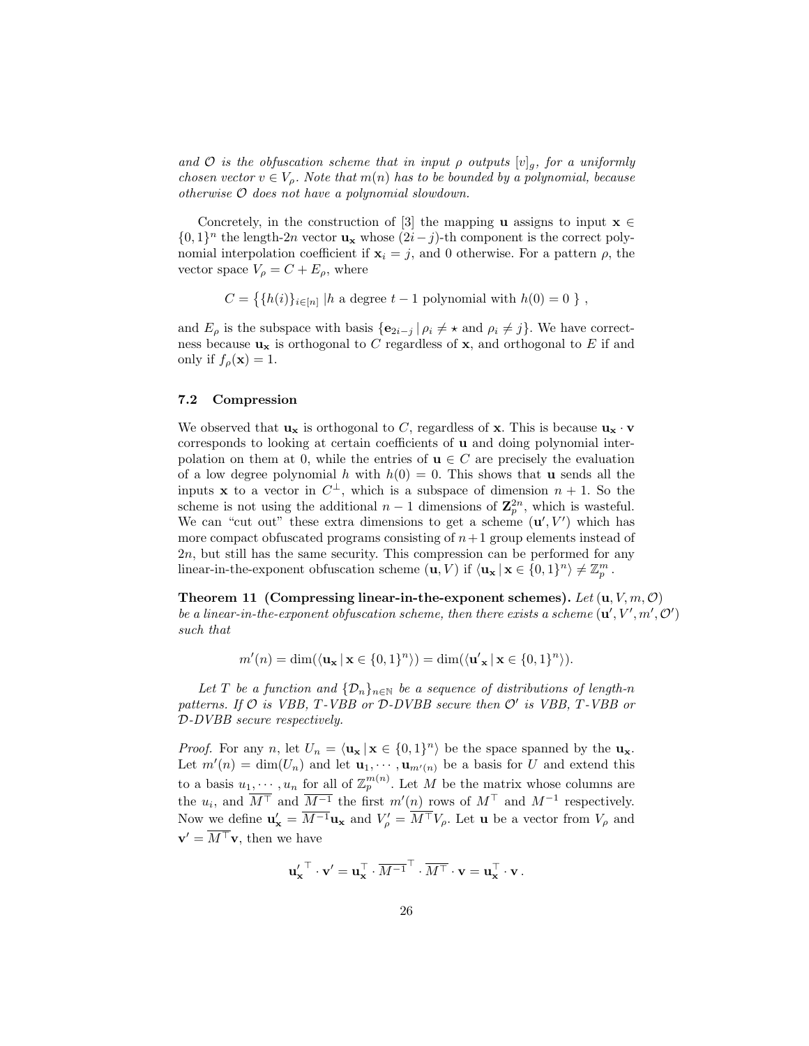*and $\mathcal{O}$ is the obfuscation scheme that in input $\rho$ outputs $[v]_g$, for a uniformly chosen vector $v \in V_\rho$. Note that $m(n)$ has to be bounded by a polynomial, because otherwise $\mathcal{O}$ does not have a polynomial slowdown.*

Concretely, in the construction of [3] the mapping $\mathbf{u}$ assigns to input $\mathbf{x} \in \{0,1\}^n$ the length-$2n$ vector $\mathbf{u}_\mathbf{x}$ whose $(2i-j)$-th component is the correct polynomial interpolation coefficient if $\mathbf{x}_i = j$, and 0 otherwise. For a pattern $\rho$, the vector space $V_\rho = C + E_\rho$, where

$$C = \left\{ \{h(i)\}_{i \in [n]} \,|h \text{ a degree } t-1 \text{ polynomial with } h(0) = 0 \right\} ,$$

and $E_\rho$ is the subspace with basis $\{\mathbf{e}_{2i-j} \,|\, \rho_i \neq \star \text{ and } \rho_i \neq j\}$. We have correctness because $\mathbf{u}_\mathbf{x}$ is orthogonal to $C$ regardless of $\mathbf{x}$, and orthogonal to $E$ if and only if $f_\rho(\mathbf{x}) = 1$.

### 7.2 Compression

We observed that $\mathbf{u}_\mathbf{x}$ is orthogonal to $C$, regardless of $\mathbf{x}$. This is because $\mathbf{u}_\mathbf{x} \cdot \mathbf{v}$ corresponds to looking at certain coefficients of $\mathbf{u}$ and doing polynomial interpolation on them at 0, while the entries of $\mathbf{u} \in C$ are precisely the evaluation of a low degree polynomial $h$ with $h(0) = 0$. This shows that $\mathbf{u}$ sends all the inputs $\mathbf{x}$ to a vector in $C^\perp$, which is a subspace of dimension $n+1$. So the scheme is not using the additional $n-1$ dimensions of $\mathbf{Z}_p^{2n}$, which is wasteful. We can "cut out" these extra dimensions to get a scheme $(\mathbf{u}', V')$ which has more compact obfuscated programs consisting of $n+1$ group elements instead of $2n$, but still has the same security. This compression can be performed for any linear-in-the-exponent obfuscation scheme $(\mathbf{u}, V)$ if $\langle \mathbf{u}_\mathbf{x} \,|\, \mathbf{x} \in \{0,1\}^n \rangle \neq \mathbb{Z}_p^m$ .

**Theorem 11 (Compressing linear-in-the-exponent schemes).** *Let $(\mathbf{u}, V, m, \mathcal{O})$ be a linear-in-the-exponent obfuscation scheme, then there exists a scheme $(\mathbf{u}', V', m', \mathcal{O}')$ such that*

$$m'(n) = \dim(\langle \mathbf{u}_\mathbf{x} \,|\, \mathbf{x} \in \{0,1\}^n \rangle) = \dim(\langle \mathbf{u'}_\mathbf{x} \,|\, \mathbf{x} \in \{0,1\}^n \rangle).$$

*Let $T$ be a function and $\{\mathcal{D}_n\}_{n \in \mathbb{N}}$ be a sequence of distributions of length-$n$ patterns. If $\mathcal{O}$ is VBB, $T$-VBB or $\mathcal{D}$-DVBB secure then $\mathcal{O}'$ is VBB, $T$-VBB or $\mathcal{D}$-DVBB secure respectively.*

*Proof.* For any $n$, let $U_n = \langle \mathbf{u}_\mathbf{x} \,|\, \mathbf{x} \in \{0,1\}^n \rangle$ be the space spanned by the $\mathbf{u}_\mathbf{x}$. Let $m'(n) = \dim(U_n)$ and let $\mathbf{u}_1, \cdots, \mathbf{u}_{m'(n)}$ be a basis for $U$ and extend this to a basis $u_1, \cdots, u_n$ for all of $\mathbb{Z}_p^{m(n)}$. Let $M$ be the matrix whose columns are the $u_i$, and $\overline{M^\top}$ and $\overline{M^{-1}}$ the first $m'(n)$ rows of $M^\top$ and $M^{-1}$ respectively. Now we define $\mathbf{u}'_\mathbf{x} = \overline{M^{-1}}\mathbf{u}_\mathbf{x}$ and $V'_\rho = \overline{M^\top} V_\rho$. Let $\mathbf{u}$ be a vector from $V_\rho$ and $\mathbf{v}' = \overline{M^\top}\mathbf{v}$, then we have

$$\mathbf{u}'^{\top}_{\mathbf{x}} \cdot \mathbf{v}' = \mathbf{u}_\mathbf{x}^\top \cdot \overline{M^{-1}}^\top \cdot \overline{M^\top} \cdot \mathbf{v} = \mathbf{u}_\mathbf{x}^\top \cdot \mathbf{v} \,.$$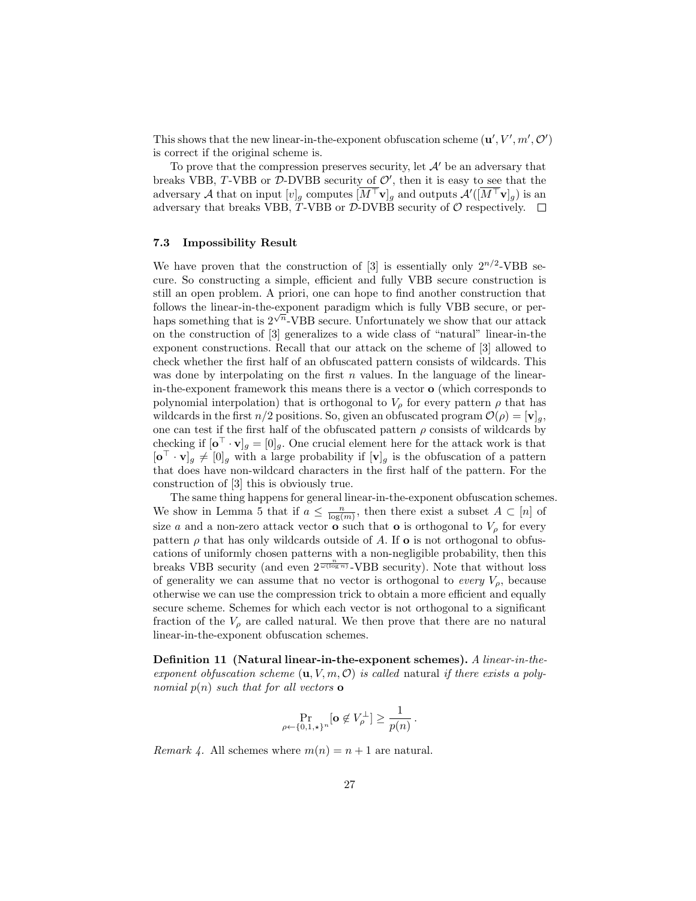This shows that the new linear-in-the-exponent obfuscation scheme $(\mathbf{u}', V', m', \mathcal{O}')$ is correct if the original scheme is.

To prove that the compression preserves security, let $\mathcal{A}'$ be an adversary that breaks VBB, $T$-VBB or $\mathcal{D}$-DVBB security of $\mathcal{O}'$, then it is easy to see that the adversary $\mathcal{A}$ that on input $[v]_g$ computes $[\overline{M^\top} \mathbf{v}]_g$ and outputs $\mathcal{A}'([\overline{M^\top} \mathbf{v}]_g)$ is an adversary that breaks VBB, $T$-VBB or $\mathcal{D}$-DVBB security of $\mathcal{O}$ respectively. $\square$

### 7.3 Impossibility Result

We have proven that the construction of [3] is essentially only $2^{n/2}$-VBB secure. So constructing a simple, efficient and fully VBB secure construction is still an open problem. A priori, one can hope to find another construction that follows the linear-in-the-exponent paradigm which is fully VBB secure, or perhaps something that is $2^{\sqrt{n}}$-VBB secure. Unfortunately we show that our attack on the construction of [3] generalizes to a wide class of "natural" linear-in-the exponent constructions. Recall that our attack on the scheme of [3] allowed to check whether the first half of an obfuscated pattern consists of wildcards. This was done by interpolating on the first $n$ values. In the language of the linear-in-the-exponent framework this means there is a vector $\mathbf{o}$ (which corresponds to polynomial interpolation) that is orthogonal to $V_\rho$ for every pattern $\rho$ that has wildcards in the first $n/2$ positions. So, given an obfuscated program $\mathcal{O}(\rho) = [\mathbf{v}]_g$, one can test if the first half of the obfuscated pattern $\rho$ consists of wildcards by checking if $[\mathbf{o}^\top \cdot \mathbf{v}]_g = [0]_g$. One crucial element here for the attack work is that $[\mathbf{o}^\top \cdot \mathbf{v}]_g \neq [0]_g$ with a large probability if $[\mathbf{v}]_g$ is the obfuscation of a pattern that does have non-wildcard characters in the first half of the pattern. For the construction of [3] this is obviously true.

The same thing happens for general linear-in-the-exponent obfuscation schemes. We show in Lemma 5 that if $a \leq \frac{n}{\log(m)}$, then there exist a subset $A \subset [n]$ of size $a$ and a non-zero attack vector $\mathbf{o}$ such that $\mathbf{o}$ is orthogonal to $V_\rho$ for every pattern $\rho$ that has only wildcards outside of $A$. If $\mathbf{o}$ is not orthogonal to obfuscations of uniformly chosen patterns with a non-negligible probability, then this breaks VBB security (and even $2^{\frac{n}{\omega(\log n)}}$-VBB security). Note that without loss of generality we can assume that no vector is orthogonal to *every* $V_\rho$, because otherwise we can use the compression trick to obtain a more efficient and equally secure scheme. Schemes for which each vector is not orthogonal to a significant fraction of the $V_\rho$ are called natural. We then prove that there are no natural linear-in-the-exponent obfuscation schemes.

**Definition 11 (Natural linear-in-the-exponent schemes).** *A linear-in-the-exponent obfuscation scheme $(\mathbf{u}, V, m, \mathcal{O})$ is called* natural *if there exists a polynomial $p(n)$ such that for all vectors $\mathbf{o}$*

$$\Pr_{\rho \leftarrow \{0,1,\star\}^n}[\mathbf{o} \notin V_\rho^\perp] \geq \frac{1}{p(n)} .$$

*Remark 4.* All schemes where $m(n) = n + 1$ are natural.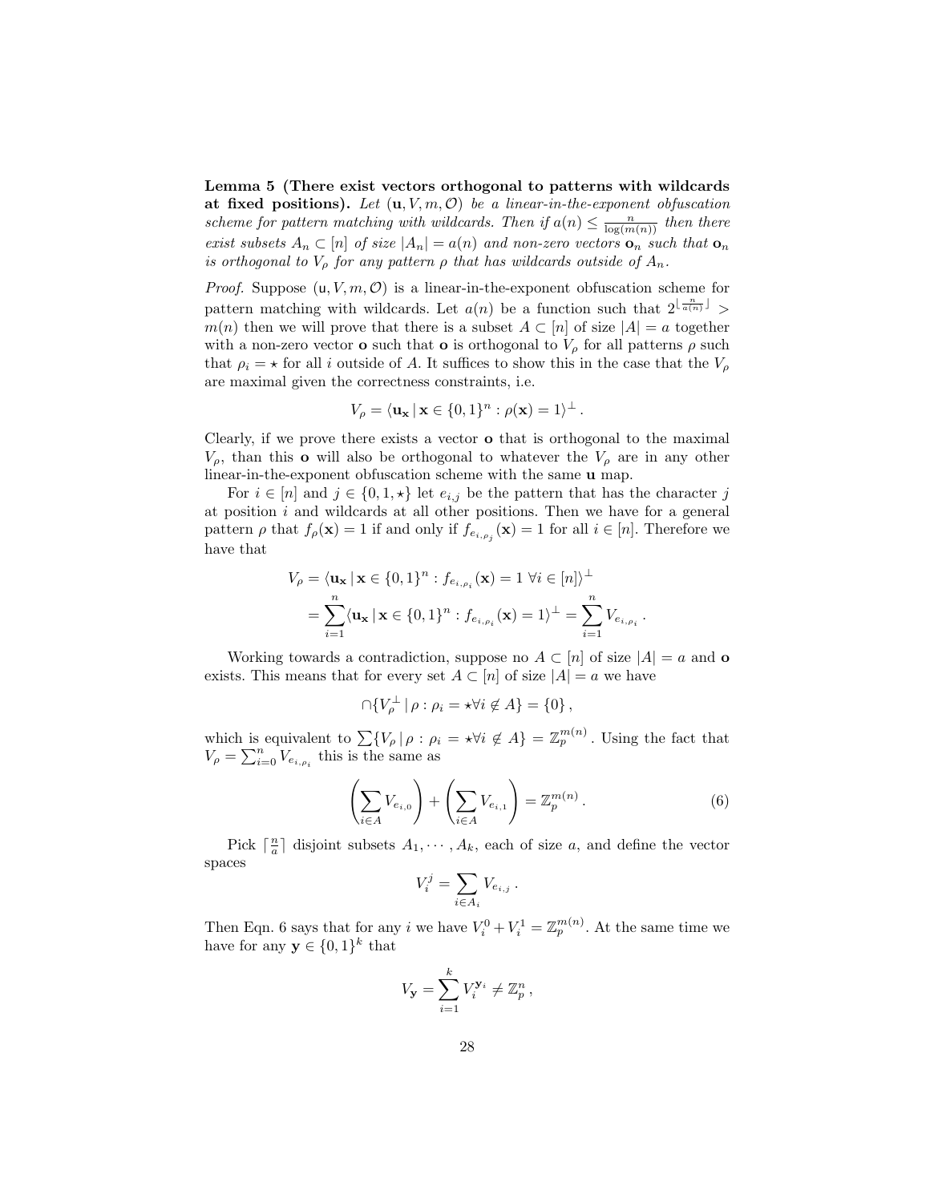**Lemma 5 (There exist vectors orthogonal to patterns with wildcards at fixed positions).** *Let* $(\mathbf{u}, V, m, \mathcal{O})$ *be a linear-in-the-exponent obfuscation scheme for pattern matching with wildcards. Then if* $a(n) \leq \frac{n}{\log(m(n))}$ *then there exist subsets* $A_n \subset [n]$ *of size* $|A_n| = a(n)$ *and non-zero vectors* $\mathbf{o}_n$ *such that* $\mathbf{o}_n$ *is orthogonal to* $V_\rho$ *for any pattern* $\rho$ *that has wildcards outside of* $A_n$*.*

*Proof.* Suppose $(\mathsf{u}, V, m, \mathcal{O})$ is a linear-in-the-exponent obfuscation scheme for pattern matching with wildcards. Let $a(n)$ be a function such that $2^{\lfloor \frac{n}{a(n)} \rfloor} > m(n)$ then we will prove that there is a subset $A \subset [n]$ of size $|A| = a$ together with a non-zero vector $\mathbf{o}$ such that $\mathbf{o}$ is orthogonal to $V_\rho$ for all patterns $\rho$ such that $\rho_i = \star$ for all $i$ outside of $A$. It suffices to show this in the case that the $V_\rho$ are maximal given the correctness constraints, i.e.

$$V_\rho = \langle \mathbf{u}_\mathbf{x} \,|\, \mathbf{x} \in \{0,1\}^n : \rho(\mathbf{x}) = 1 \rangle^\perp \,.$$

Clearly, if we prove there exists a vector $\mathbf{o}$ that is orthogonal to the maximal $V_\rho$, than this $\mathbf{o}$ will also be orthogonal to whatever the $V_\rho$ are in any other linear-in-the-exponent obfuscation scheme with the same $\mathbf{u}$ map.

For $i \in [n]$ and $j \in \{0, 1, \star\}$ let $e_{i,j}$ be the pattern that has the character $j$ at position $i$ and wildcards at all other positions. Then we have for a general pattern $\rho$ that $f_\rho(\mathbf{x}) = 1$ if and only if $f_{e_{i,\rho_j}}(\mathbf{x}) = 1$ for all $i \in [n]$. Therefore we have that

$$\begin{aligned}
V_\rho &= \langle \mathbf{u}_\mathbf{x} \,|\, \mathbf{x} \in \{0,1\}^n : f_{e_{i,\rho_i}}(\mathbf{x}) = 1 \ \forall i \in [n] \rangle^\perp \\
&= \sum_{i=1}^{n} \langle \mathbf{u}_\mathbf{x} \,|\, \mathbf{x} \in \{0,1\}^n : f_{e_{i,\rho_i}}(\mathbf{x}) = 1 \rangle^\perp = \sum_{i=1}^{n} V_{e_{i,\rho_i}} \,.
\end{aligned}$$

Working towards a contradiction, suppose no $A \subset [n]$ of size $|A| = a$ and $\mathbf{o}$ exists. This means that for every set $A \subset [n]$ of size $|A| = a$ we have

$$\cap \{ V_\rho^\perp \,|\, \rho : \rho_i = \star \forall i \notin A \} = \{0\} \,,$$

which is equivalent to $\sum \{ V_\rho \,|\, \rho : \rho_i = \star \forall i \notin A \} = \mathbb{Z}_p^{m(n)}$. Using the fact that $V_\rho = \sum_{i=0}^{n} V_{e_{i,\rho_i}}$ this is the same as

$$\left( \sum_{i \in A} V_{e_{i,0}} \right) + \left( \sum_{i \in A} V_{e_{i,1}} \right) = \mathbb{Z}_p^{m(n)} \,. \tag{6}$$

Pick $\lceil \frac{n}{a} \rceil$ disjoint subsets $A_1, \cdots, A_k$, each of size $a$, and define the vector spaces

$$V_i^j = \sum_{i \in A_i} V_{e_{i,j}} \,.$$

Then Eqn. 6 says that for any $i$ we have $V_i^0 + V_i^1 = \mathbb{Z}_p^{m(n)}$. At the same time we have for any $\mathbf{y} \in \{0,1\}^k$ that

$$V_\mathbf{y} = \sum_{i=1}^{k} V_i^{\mathbf{y}_i} \neq \mathbb{Z}_p^n \,,$$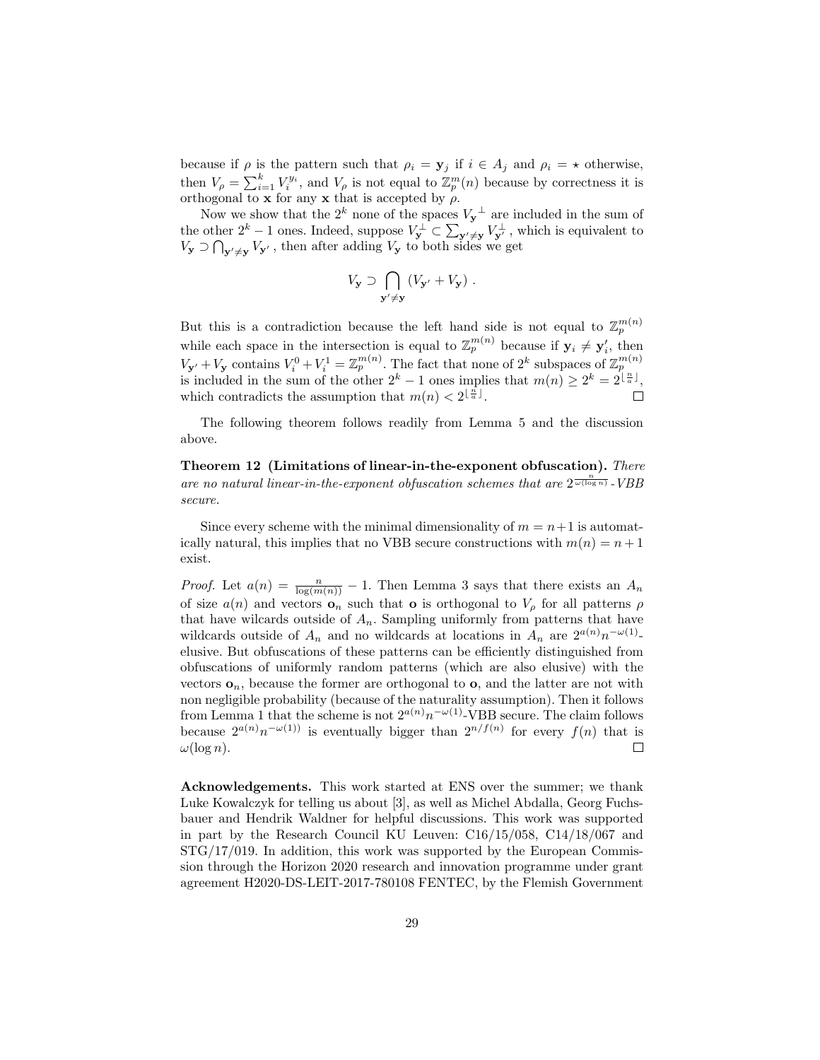because if $\rho$ is the pattern such that $\rho_i = \mathbf{y}_j$ if $i \in A_j$ and $\rho_i = \star$ otherwise, then $V_\rho = \sum_{i=1}^{k} V_i^{y_i}$, and $V_\rho$ is not equal to $\mathbb{Z}_p^m(n)$ because by correctness it is orthogonal to $\mathbf{x}$ for any $\mathbf{x}$ that is accepted by $\rho$.

Now we show that the $2^k$ none of the spaces ${V_\mathbf{y}}^\perp$ are included in the sum of the other $2^k - 1$ ones. Indeed, suppose $V_\mathbf{y}^\perp \subset \sum_{\mathbf{y}' \neq \mathbf{y}} V_{\mathbf{y}'}^\perp$, which is equivalent to $V_\mathbf{y} \supset \bigcap_{\mathbf{y}' \neq \mathbf{y}} V_{\mathbf{y}'}$, then after adding $V_\mathbf{y}$ to both sides we get

$$V_\mathbf{y} \supset \bigcap_{\mathbf{y}' \neq \mathbf{y}} \left( V_{\mathbf{y}'} + V_\mathbf{y} \right) .$$

But this is a contradiction because the left hand side is not equal to $\mathbb{Z}_p^{m(n)}$ while each space in the intersection is equal to $\mathbb{Z}_p^{m(n)}$ because if $\mathbf{y}_i \neq \mathbf{y}'_i$, then $V_{\mathbf{y}'} + V_\mathbf{y}$ contains $V_i^0 + V_i^1 = \mathbb{Z}_p^{m(n)}$. The fact that none of $2^k$ subspaces of $\mathbb{Z}_p^{m(n)}$ is included in the sum of the other $2^k - 1$ ones implies that $m(n) \geq 2^k = 2^{\lfloor \frac{n}{a} \rfloor}$, which contradicts the assumption that $m(n) < 2^{\lfloor \frac{n}{a} \rfloor}$. □

The following theorem follows readily from Lemma 5 and the discussion above.

**Theorem 12 (Limitations of linear-in-the-exponent obfuscation).** *There are no natural linear-in-the-exponent obfuscation schemes that are $2^{\frac{n}{\omega(\log n)}}$-VBB secure.*

Since every scheme with the minimal dimensionality of $m = n+1$ is automatically natural, this implies that no VBB secure constructions with $m(n) = n+1$ exist.

*Proof.* Let $a(n) = \frac{n}{\log(m(n))} - 1$. Then Lemma 3 says that there exists an $A_n$ of size $a(n)$ and vectors $\mathbf{o}_n$ such that $\mathbf{o}$ is orthogonal to $V_\rho$ for all patterns $\rho$ that have wilcards outside of $A_n$. Sampling uniformly from patterns that have wildcards outside of $A_n$ and no wildcards at locations in $A_n$ are $2^{a(n)} n^{-\omega(1)}$-elusive. But obfuscations of these patterns can be efficiently distinguished from obfuscations of uniformly random patterns (which are also elusive) with the vectors $\mathbf{o}_n$, because the former are orthogonal to $\mathbf{o}$, and the latter are not with non negligible probability (because of the naturality assumption). Then it follows from Lemma 1 that the scheme is not $2^{a(n)} n^{-\omega(1)}$-VBB secure. The claim follows because $2^{a(n)} n^{-\omega(1))}$ is eventually bigger than $2^{n/f(n)}$ for every $f(n)$ that is $\omega(\log n)$. □

**Acknowledgements.** This work started at ENS over the summer; we thank Luke Kowalczyk for telling us about [3], as well as Michel Abdalla, Georg Fuchsbauer and Hendrik Waldner for helpful discussions. This work was supported in part by the Research Council KU Leuven: C16/15/058, C14/18/067 and STG/17/019. In addition, this work was supported by the European Commission through the Horizon 2020 research and innovation programme under grant agreement H2020-DS-LEIT-2017-780108 FENTEC, by the Flemish Government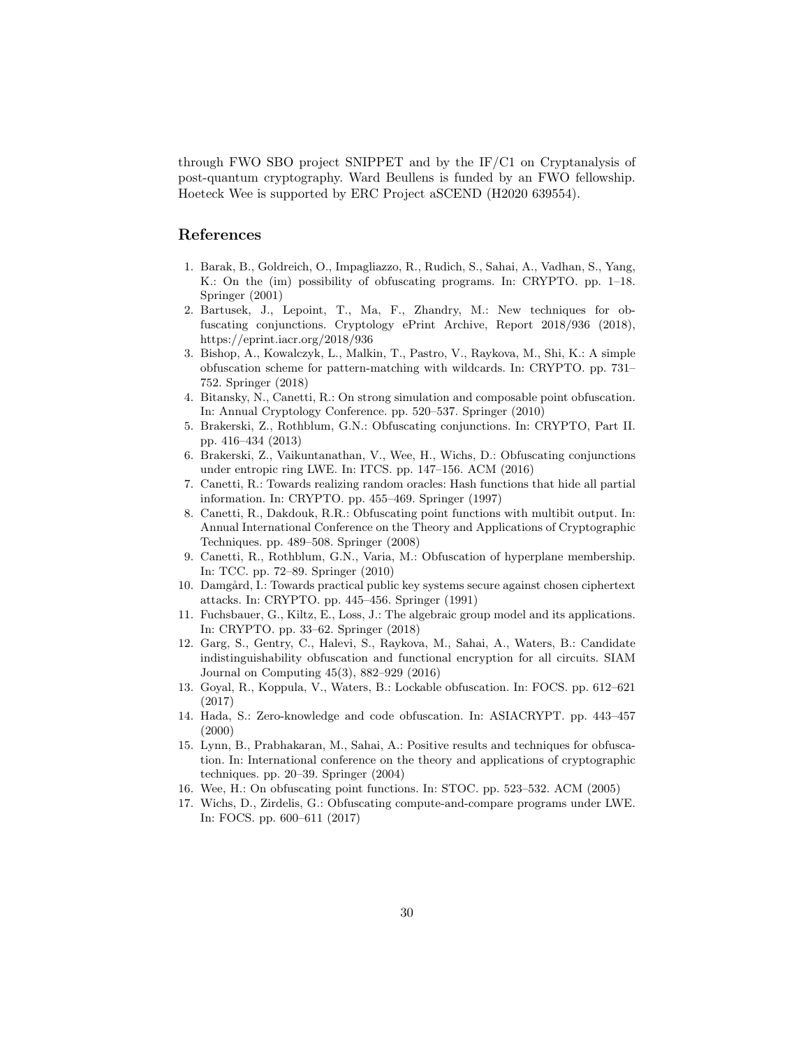through FWO SBO project SNIPPET and by the IF/C1 on Cryptanalysis of post-quantum cryptography. Ward Beullens is funded by an FWO fellowship. Hoeteck Wee is supported by ERC Project aSCEND (H2020 639554).

## References

1. Barak, B., Goldreich, O., Impagliazzo, R., Rudich, S., Sahai, A., Vadhan, S., Yang, K.: On the (im) possibility of obfuscating programs. In: CRYPTO. pp. 1–18. Springer (2001)
2. Bartusek, J., Lepoint, T., Ma, F., Zhandry, M.: New techniques for obfuscating conjunctions. Cryptology ePrint Archive, Report 2018/936 (2018), https://eprint.iacr.org/2018/936
3. Bishop, A., Kowalczyk, L., Malkin, T., Pastro, V., Raykova, M., Shi, K.: A simple obfuscation scheme for pattern-matching with wildcards. In: CRYPTO. pp. 731–752. Springer (2018)
4. Bitansky, N., Canetti, R.: On strong simulation and composable point obfuscation. In: Annual Cryptology Conference. pp. 520–537. Springer (2010)
5. Brakerski, Z., Rothblum, G.N.: Obfuscating conjunctions. In: CRYPTO, Part II. pp. 416–434 (2013)
6. Brakerski, Z., Vaikuntanathan, V., Wee, H., Wichs, D.: Obfuscating conjunctions under entropic ring LWE. In: ITCS. pp. 147–156. ACM (2016)
7. Canetti, R.: Towards realizing random oracles: Hash functions that hide all partial information. In: CRYPTO. pp. 455–469. Springer (1997)
8. Canetti, R., Dakdouk, R.R.: Obfuscating point functions with multibit output. In: Annual International Conference on the Theory and Applications of Cryptographic Techniques. pp. 489–508. Springer (2008)
9. Canetti, R., Rothblum, G.N., Varia, M.: Obfuscation of hyperplane membership. In: TCC. pp. 72–89. Springer (2010)
10. Damgård, I.: Towards practical public key systems secure against chosen ciphertext attacks. In: CRYPTO. pp. 445–456. Springer (1991)
11. Fuchsbauer, G., Kiltz, E., Loss, J.: The algebraic group model and its applications. In: CRYPTO. pp. 33–62. Springer (2018)
12. Garg, S., Gentry, C., Halevi, S., Raykova, M., Sahai, A., Waters, B.: Candidate indistinguishability obfuscation and functional encryption for all circuits. SIAM Journal on Computing 45(3), 882–929 (2016)
13. Goyal, R., Koppula, V., Waters, B.: Lockable obfuscation. In: FOCS. pp. 612–621 (2017)
14. Hada, S.: Zero-knowledge and code obfuscation. In: ASIACRYPT. pp. 443–457 (2000)
15. Lynn, B., Prabhakaran, M., Sahai, A.: Positive results and techniques for obfuscation. In: International conference on the theory and applications of cryptographic techniques. pp. 20–39. Springer (2004)
16. Wee, H.: On obfuscating point functions. In: STOC. pp. 523–532. ACM (2005)
17. Wichs, D., Zirdelis, G.: Obfuscating compute-and-compare programs under LWE. In: FOCS. pp. 600–611 (2017)